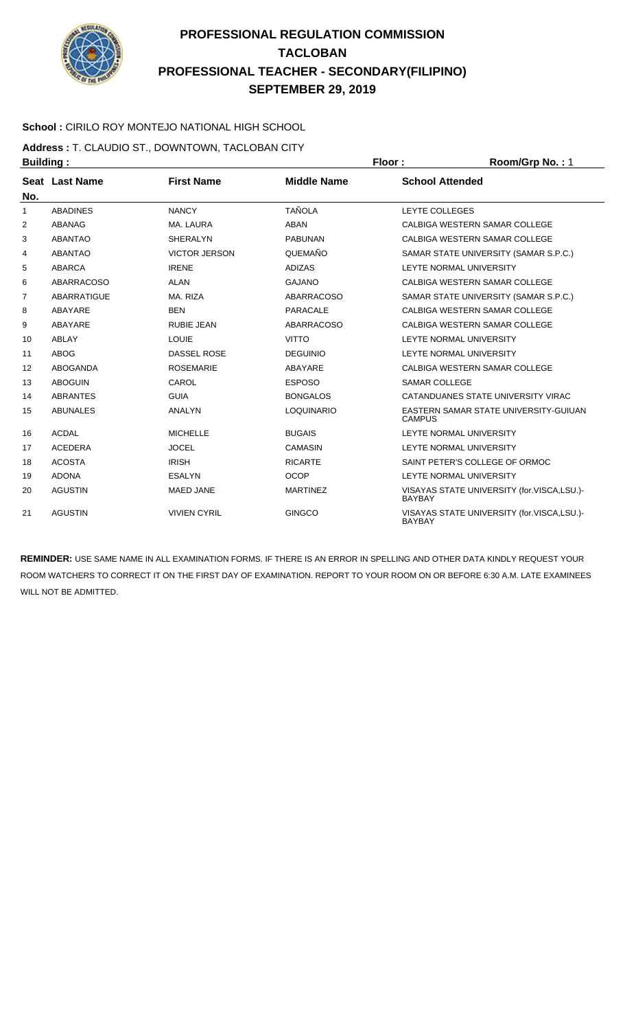# PROFESSIONAL REGULATION COMMISSION
## TACLOBAN
## PROFESSIONAL TEACHER - SECONDARY(FILIPINO)
## SEPTEMBER 29, 2019

**School :** CIRILO ROY MONTEJO NATIONAL HIGH SCHOOL

**Address :** T. CLAUDIO ST., DOWNTOWN, TACLOBAN CITY

**Building :** **Floor :** **Room/Grp No. :** 1

| Seat No. | Last Name | First Name | Middle Name | School Attended |
|---|---|---|---|---|
| 1 | ABADINES | NANCY | TAÑOLA | LEYTE COLLEGES |
| 2 | ABANAG | MA. LAURA | ABAN | CALBIGA WESTERN SAMAR COLLEGE |
| 3 | ABANTAO | SHERALYN | PABUNAN | CALBIGA WESTERN SAMAR COLLEGE |
| 4 | ABANTAO | VICTOR JERSON | QUEMAÑO | SAMAR STATE UNIVERSITY (SAMAR S.P.C.) |
| 5 | ABARCA | IRENE | ADIZAS | LEYTE NORMAL UNIVERSITY |
| 6 | ABARRACOSO | ALAN | GAJANO | CALBIGA WESTERN SAMAR COLLEGE |
| 7 | ABARRATIGUE | MA. RIZA | ABARRACOSO | SAMAR STATE UNIVERSITY (SAMAR S.P.C.) |
| 8 | ABAYARE | BEN | PARACALE | CALBIGA WESTERN SAMAR COLLEGE |
| 9 | ABAYARE | RUBIE JEAN | ABARRACOSO | CALBIGA WESTERN SAMAR COLLEGE |
| 10 | ABLAY | LOUIE | VITTO | LEYTE NORMAL UNIVERSITY |
| 11 | ABOG | DASSEL ROSE | DEGUINIO | LEYTE NORMAL UNIVERSITY |
| 12 | ABOGANDA | ROSEMARIE | ABAYARE | CALBIGA WESTERN SAMAR COLLEGE |
| 13 | ABOGUIN | CAROL | ESPOSO | SAMAR COLLEGE |
| 14 | ABRANTES | GUIA | BONGALOS | CATANDUANES STATE UNIVERSITY VIRAC |
| 15 | ABUNALES | ANALYN | LOQUINARIO | EASTERN SAMAR STATE UNIVERSITY-GUIUAN CAMPUS |
| 16 | ACDAL | MICHELLE | BUGAIS | LEYTE NORMAL UNIVERSITY |
| 17 | ACEDERA | JOCEL | CAMASIN | LEYTE NORMAL UNIVERSITY |
| 18 | ACOSTA | IRISH | RICARTE | SAINT PETER'S COLLEGE OF ORMOC |
| 19 | ADONA | ESALYN | OCOP | LEYTE NORMAL UNIVERSITY |
| 20 | AGUSTIN | MAED JANE | MARTINEZ | VISAYAS STATE UNIVERSITY (for.VISCA,LSU.)-BAYBAY |
| 21 | AGUSTIN | VIVIEN CYRIL | GINGCO | VISAYAS STATE UNIVERSITY (for.VISCA,LSU.)-BAYBAY |

**REMINDER:** USE SAME NAME IN ALL EXAMINATION FORMS. IF THERE IS AN ERROR IN SPELLING AND OTHER DATA KINDLY REQUEST YOUR ROOM WATCHERS TO CORRECT IT ON THE FIRST DAY OF EXAMINATION. REPORT TO YOUR ROOM ON OR BEFORE 6:30 A.M. LATE EXAMINEES WILL NOT BE ADMITTED.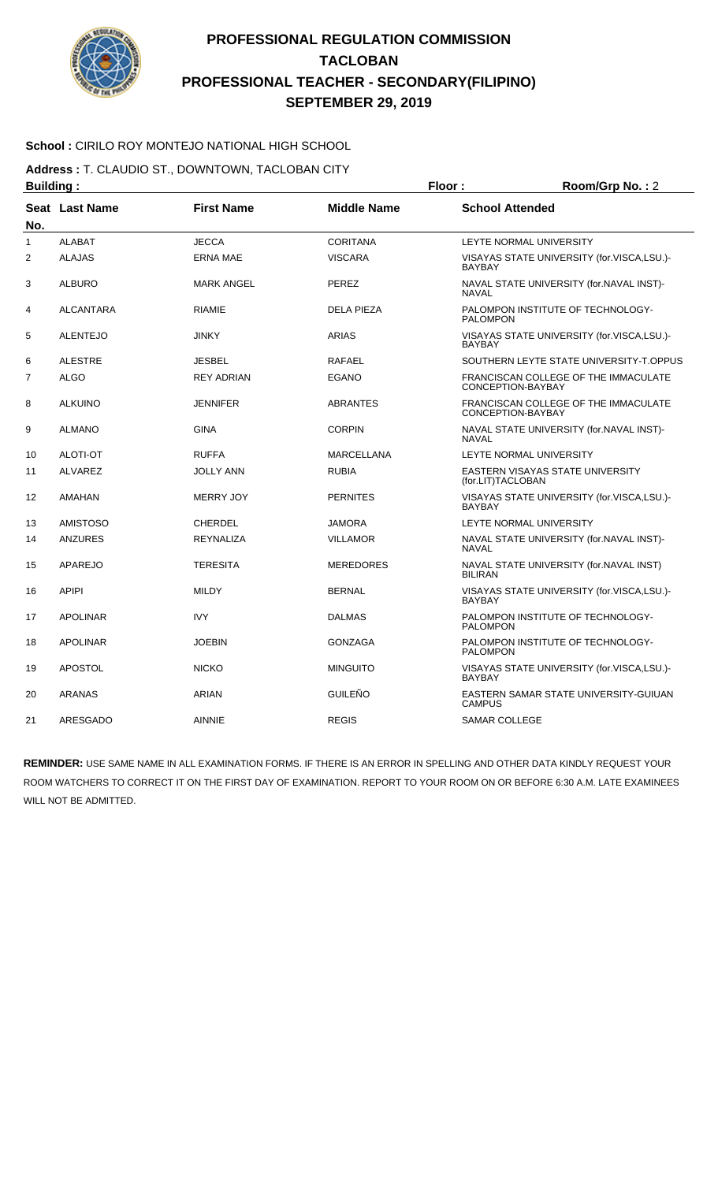# PROFESSIONAL REGULATION COMMISSION
# TACLOBAN
# PROFESSIONAL TEACHER - SECONDARY(FILIPINO)
# SEPTEMBER 29, 2019

**School :** CIRILO ROY MONTEJO NATIONAL HIGH SCHOOL

**Address :** T. CLAUDIO ST., DOWNTOWN, TACLOBAN CITY

**Building :** **Floor :** **Room/Grp No. :** 2

| Seat No. | Last Name | First Name | Middle Name | School Attended |
|---|---|---|---|---|
| 1 | ALABAT | JECCA | CORITANA | LEYTE NORMAL UNIVERSITY |
| 2 | ALAJAS | ERNA MAE | VISCARA | VISAYAS STATE UNIVERSITY (for.VISCA,LSU.)-BAYBAY |
| 3 | ALBURO | MARK ANGEL | PEREZ | NAVAL STATE UNIVERSITY (for.NAVAL INST)-NAVAL |
| 4 | ALCANTARA | RIAMIE | DELA PIEZA | PALOMPON INSTITUTE OF TECHNOLOGY-PALOMPON |
| 5 | ALENTEJO | JINKY | ARIAS | VISAYAS STATE UNIVERSITY (for.VISCA,LSU.)-BAYBAY |
| 6 | ALESTRE | JESBEL | RAFAEL | SOUTHERN LEYTE STATE UNIVERSITY-T.OPPUS |
| 7 | ALGO | REY ADRIAN | EGANO | FRANCISCAN COLLEGE OF THE IMMACULATE CONCEPTION-BAYBAY |
| 8 | ALKUINO | JENNIFER | ABRANTES | FRANCISCAN COLLEGE OF THE IMMACULATE CONCEPTION-BAYBAY |
| 9 | ALMANO | GINA | CORPIN | NAVAL STATE UNIVERSITY (for.NAVAL INST)-NAVAL |
| 10 | ALOTI-OT | RUFFA | MARCELLANA | LEYTE NORMAL UNIVERSITY |
| 11 | ALVAREZ | JOLLY ANN | RUBIA | EASTERN VISAYAS STATE UNIVERSITY (for.LIT)TACLOBAN |
| 12 | AMAHAN | MERRY JOY | PERNITES | VISAYAS STATE UNIVERSITY (for.VISCA,LSU.)-BAYBAY |
| 13 | AMISTOSO | CHERDEL | JAMORA | LEYTE NORMAL UNIVERSITY |
| 14 | ANZURES | REYNALIZA | VILLAMOR | NAVAL STATE UNIVERSITY (for.NAVAL INST)-NAVAL |
| 15 | APAREJO | TERESITA | MEREDORES | NAVAL STATE UNIVERSITY (for.NAVAL INST) BILIRAN |
| 16 | APIPI | MILDY | BERNAL | VISAYAS STATE UNIVERSITY (for.VISCA,LSU.)-BAYBAY |
| 17 | APOLINAR | IVY | DALMAS | PALOMPON INSTITUTE OF TECHNOLOGY-PALOMPON |
| 18 | APOLINAR | JOEBIN | GONZAGA | PALOMPON INSTITUTE OF TECHNOLOGY-PALOMPON |
| 19 | APOSTOL | NICKO | MINGUITO | VISAYAS STATE UNIVERSITY (for.VISCA,LSU.)-BAYBAY |
| 20 | ARANAS | ARIAN | GUILEÑO | EASTERN SAMAR STATE UNIVERSITY-GUIUAN CAMPUS |
| 21 | ARESGADO | AINNIE | REGIS | SAMAR COLLEGE |

**REMINDER:** USE SAME NAME IN ALL EXAMINATION FORMS. IF THERE IS AN ERROR IN SPELLING AND OTHER DATA KINDLY REQUEST YOUR ROOM WATCHERS TO CORRECT IT ON THE FIRST DAY OF EXAMINATION. REPORT TO YOUR ROOM ON OR BEFORE 6:30 A.M. LATE EXAMINEES WILL NOT BE ADMITTED.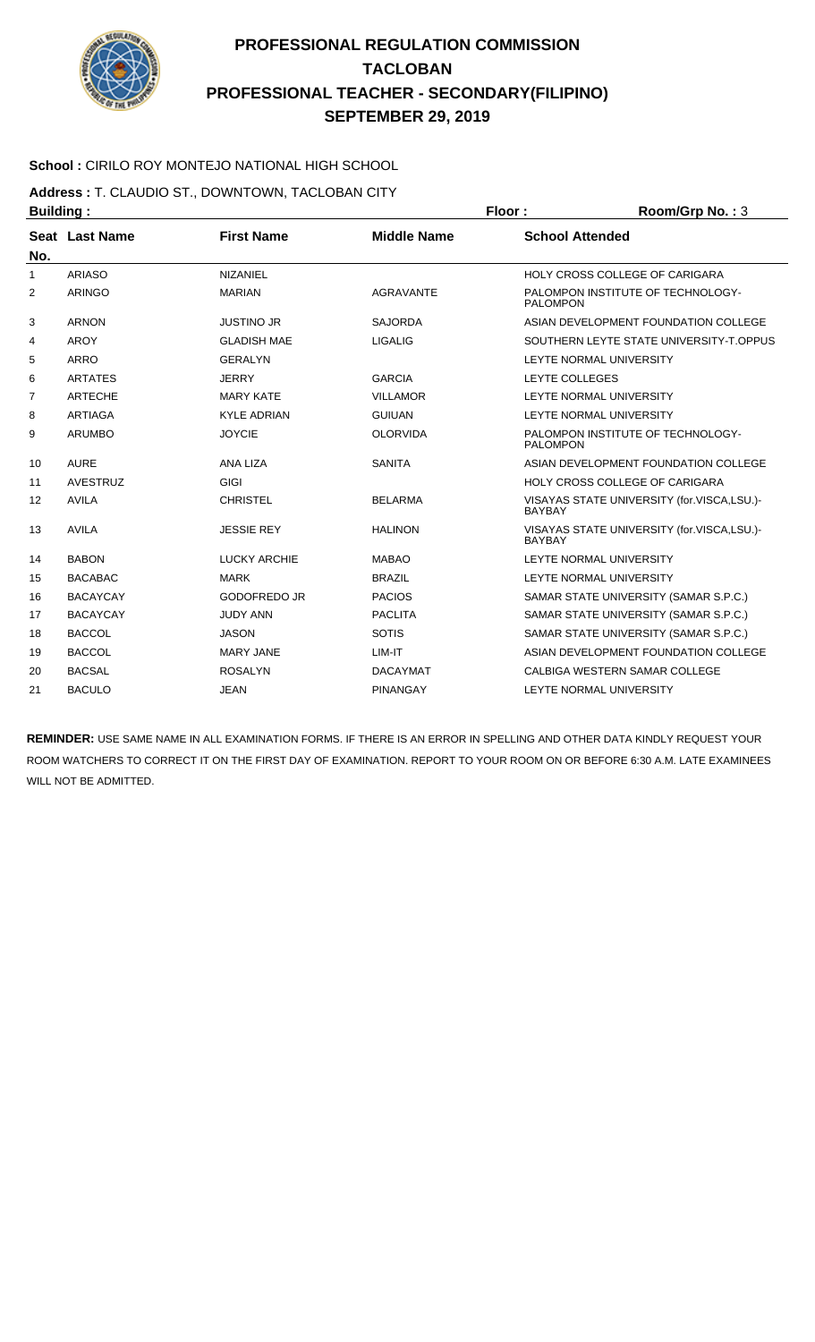# PROFESSIONAL REGULATION COMMISSION
# TACLOBAN
# PROFESSIONAL TEACHER - SECONDARY(FILIPINO)
# SEPTEMBER 29, 2019

**School :** CIRILO ROY MONTEJO NATIONAL HIGH SCHOOL

**Address :** T. CLAUDIO ST., DOWNTOWN, TACLOBAN CITY

**Building :** **Floor :** **Room/Grp No. :** 3

| Seat No. | Last Name | First Name | Middle Name | School Attended |
|---|---|---|---|---|
| 1 | ARIASO | NIZANIEL | | HOLY CROSS COLLEGE OF CARIGARA |
| 2 | ARINGO | MARIAN | AGRAVANTE | PALOMPON INSTITUTE OF TECHNOLOGY-PALOMPON |
| 3 | ARNON | JUSTINO JR | SAJORDA | ASIAN DEVELOPMENT FOUNDATION COLLEGE |
| 4 | AROY | GLADISH MAE | LIGALIG | SOUTHERN LEYTE STATE UNIVERSITY-T.OPPUS |
| 5 | ARRO | GERALYN | | LEYTE NORMAL UNIVERSITY |
| 6 | ARTATES | JERRY | GARCIA | LEYTE COLLEGES |
| 7 | ARTECHE | MARY KATE | VILLAMOR | LEYTE NORMAL UNIVERSITY |
| 8 | ARTIAGA | KYLE ADRIAN | GUIUAN | LEYTE NORMAL UNIVERSITY |
| 9 | ARUMBO | JOYCIE | OLORVIDA | PALOMPON INSTITUTE OF TECHNOLOGY-PALOMPON |
| 10 | AURE | ANA LIZA | SANITA | ASIAN DEVELOPMENT FOUNDATION COLLEGE |
| 11 | AVESTRUZ | GIGI | | HOLY CROSS COLLEGE OF CARIGARA |
| 12 | AVILA | CHRISTEL | BELARMA | VISAYAS STATE UNIVERSITY (for.VISCA,LSU.)-BAYBAY |
| 13 | AVILA | JESSIE REY | HALINON | VISAYAS STATE UNIVERSITY (for.VISCA,LSU.)-BAYBAY |
| 14 | BABON | LUCKY ARCHIE | MABAO | LEYTE NORMAL UNIVERSITY |
| 15 | BACABAC | MARK | BRAZIL | LEYTE NORMAL UNIVERSITY |
| 16 | BACAYCAY | GODOFREDO JR | PACIOS | SAMAR STATE UNIVERSITY (SAMAR S.P.C.) |
| 17 | BACAYCAY | JUDY ANN | PACLITA | SAMAR STATE UNIVERSITY (SAMAR S.P.C.) |
| 18 | BACCOL | JASON | SOTIS | SAMAR STATE UNIVERSITY (SAMAR S.P.C.) |
| 19 | BACCOL | MARY JANE | LIM-IT | ASIAN DEVELOPMENT FOUNDATION COLLEGE |
| 20 | BACSAL | ROSALYN | DACAYMAT | CALBIGA WESTERN SAMAR COLLEGE |
| 21 | BACULO | JEAN | PINANGAY | LEYTE NORMAL UNIVERSITY |

**REMINDER:** USE SAME NAME IN ALL EXAMINATION FORMS. IF THERE IS AN ERROR IN SPELLING AND OTHER DATA KINDLY REQUEST YOUR ROOM WATCHERS TO CORRECT IT ON THE FIRST DAY OF EXAMINATION. REPORT TO YOUR ROOM ON OR BEFORE 6:30 A.M. LATE EXAMINEES WILL NOT BE ADMITTED.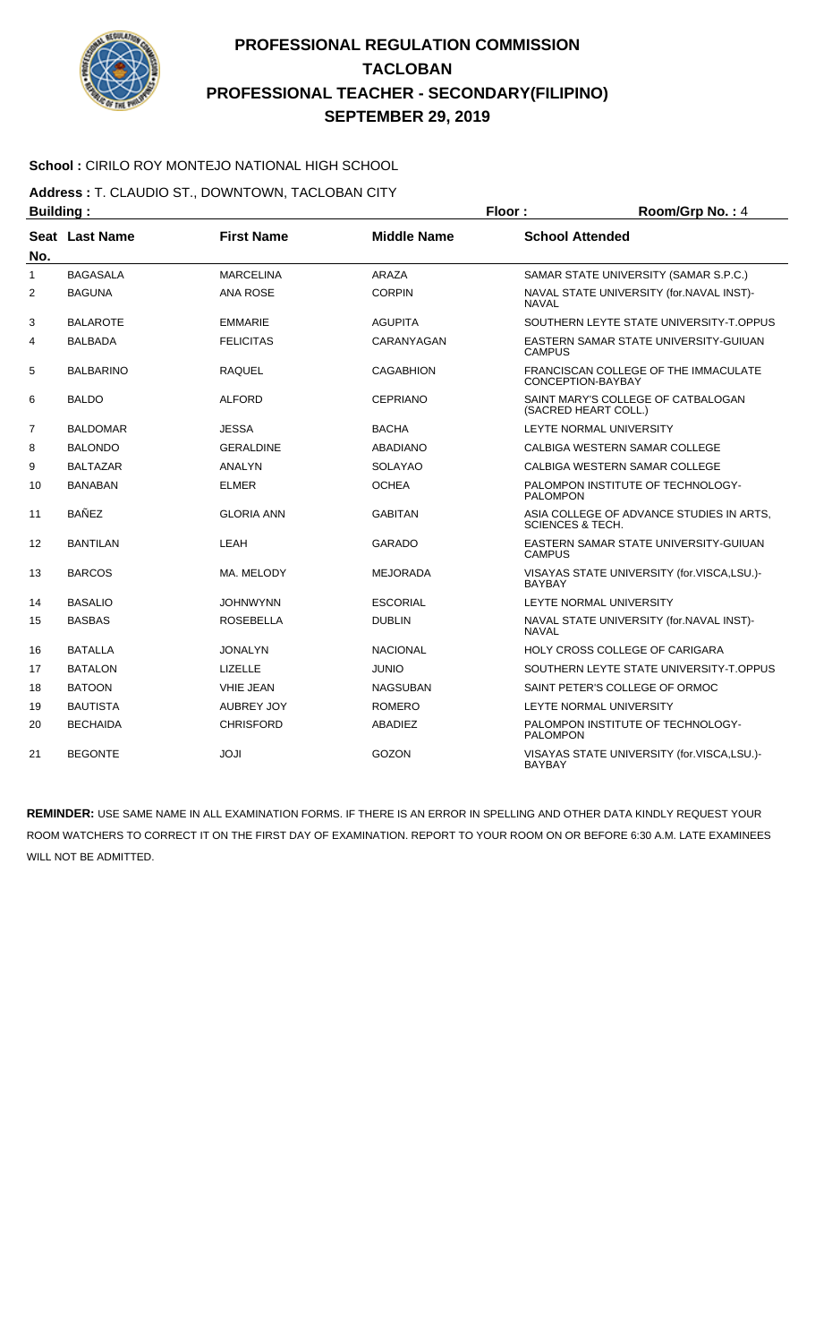# PROFESSIONAL REGULATION COMMISSION
# TACLOBAN
# PROFESSIONAL TEACHER - SECONDARY(FILIPINO)
# SEPTEMBER 29, 2019

**School :** CIRILO ROY MONTEJO NATIONAL HIGH SCHOOL

**Address :** T. CLAUDIO ST., DOWNTOWN, TACLOBAN CITY

**Building :** | **Floor :** | **Room/Grp No. :** 4

| Seat No. | Last Name | First Name | Middle Name | School Attended |
|---|---|---|---|---|
| 1 | BAGASALA | MARCELINA | ARAZA | SAMAR STATE UNIVERSITY (SAMAR S.P.C.) |
| 2 | BAGUNA | ANA ROSE | CORPIN | NAVAL STATE UNIVERSITY (for.NAVAL INST)-NAVAL |
| 3 | BALAROTE | EMMARIE | AGUPITA | SOUTHERN LEYTE STATE UNIVERSITY-T.OPPUS |
| 4 | BALBADA | FELICITAS | CARANYAGAN | EASTERN SAMAR STATE UNIVERSITY-GUIUAN CAMPUS |
| 5 | BALBARINO | RAQUEL | CAGABHION | FRANCISCAN COLLEGE OF THE IMMACULATE CONCEPTION-BAYBAY |
| 6 | BALDO | ALFORD | CEPRIANO | SAINT MARY'S COLLEGE OF CATBALOGAN (SACRED HEART COLL.) |
| 7 | BALDOMAR | JESSA | BACHA | LEYTE NORMAL UNIVERSITY |
| 8 | BALONDO | GERALDINE | ABADIANO | CALBIGA WESTERN SAMAR COLLEGE |
| 9 | BALTAZAR | ANALYN | SOLAYAO | CALBIGA WESTERN SAMAR COLLEGE |
| 10 | BANABAN | ELMER | OCHEA | PALOMPON INSTITUTE OF TECHNOLOGY-PALOMPON |
| 11 | BAÑEZ | GLORIA ANN | GABITAN | ASIA COLLEGE OF ADVANCE STUDIES IN ARTS, SCIENCES & TECH. |
| 12 | BANTILAN | LEAH | GARADO | EASTERN SAMAR STATE UNIVERSITY-GUIUAN CAMPUS |
| 13 | BARCOS | MA. MELODY | MEJORADA | VISAYAS STATE UNIVERSITY (for.VISCA,LSU.)-BAYBAY |
| 14 | BASALIO | JOHNWYNN | ESCORIAL | LEYTE NORMAL UNIVERSITY |
| 15 | BASBAS | ROSEBELLA | DUBLIN | NAVAL STATE UNIVERSITY (for.NAVAL INST)-NAVAL |
| 16 | BATALLA | JONALYN | NACIONAL | HOLY CROSS COLLEGE OF CARIGARA |
| 17 | BATALON | LIZELLE | JUNIO | SOUTHERN LEYTE STATE UNIVERSITY-T.OPPUS |
| 18 | BATOON | VHIE JEAN | NAGSUBAN | SAINT PETER'S COLLEGE OF ORMOC |
| 19 | BAUTISTA | AUBREY JOY | ROMERO | LEYTE NORMAL UNIVERSITY |
| 20 | BECHAIDA | CHRISFORD | ABADIEZ | PALOMPON INSTITUTE OF TECHNOLOGY-PALOMPON |
| 21 | BEGONTE | JOJI | GOZON | VISAYAS STATE UNIVERSITY (for.VISCA,LSU.)-BAYBAY |

**REMINDER:** USE SAME NAME IN ALL EXAMINATION FORMS. IF THERE IS AN ERROR IN SPELLING AND OTHER DATA KINDLY REQUEST YOUR ROOM WATCHERS TO CORRECT IT ON THE FIRST DAY OF EXAMINATION. REPORT TO YOUR ROOM ON OR BEFORE 6:30 A.M. LATE EXAMINEES WILL NOT BE ADMITTED.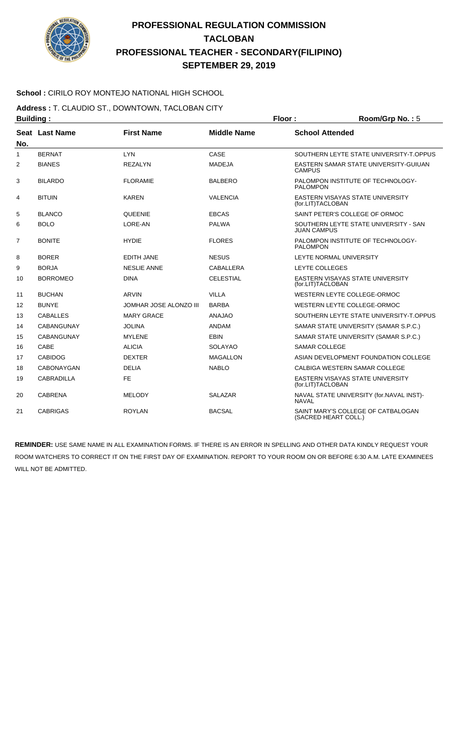# PROFESSIONAL REGULATION COMMISSION
# TACLOBAN
# PROFESSIONAL TEACHER - SECONDARY(FILIPINO)
# SEPTEMBER 29, 2019

**School :** CIRILO ROY MONTEJO NATIONAL HIGH SCHOOL

**Address :** T. CLAUDIO ST., DOWNTOWN, TACLOBAN CITY

**Building :** **Floor :** **Room/Grp No. :** 5

| Seat No. | Last Name | First Name | Middle Name | School Attended |
|---|---|---|---|---|
| 1 | BERNAT | LYN | CASE | SOUTHERN LEYTE STATE UNIVERSITY-T.OPPUS |
| 2 | BIANES | REZALYN | MADEJA | EASTERN SAMAR STATE UNIVERSITY-GUIUAN CAMPUS |
| 3 | BILARDO | FLORAMIE | BALBERO | PALOMPON INSTITUTE OF TECHNOLOGY-PALOMPON |
| 4 | BITUIN | KAREN | VALENCIA | EASTERN VISAYAS STATE UNIVERSITY (for.LIT)TACLOBAN |
| 5 | BLANCO | QUEENIE | EBCAS | SAINT PETER'S COLLEGE OF ORMOC |
| 6 | BOLO | LORE-AN | PALWA | SOUTHERN LEYTE STATE UNIVERSITY - SAN JUAN CAMPUS |
| 7 | BONITE | HYDIE | FLORES | PALOMPON INSTITUTE OF TECHNOLOGY-PALOMPON |
| 8 | BORER | EDITH JANE | NESUS | LEYTE NORMAL UNIVERSITY |
| 9 | BORJA | NESLIE ANNE | CABALLERA | LEYTE COLLEGES |
| 10 | BORROMEO | DINA | CELESTIAL | EASTERN VISAYAS STATE UNIVERSITY (for.LIT)TACLOBAN |
| 11 | BUCHAN | ARVIN | VILLA | WESTERN LEYTE COLLEGE-ORMOC |
| 12 | BUNYE | JOMHAR JOSE ALONZO III | BARBA | WESTERN LEYTE COLLEGE-ORMOC |
| 13 | CABALLES | MARY GRACE | ANAJAO | SOUTHERN LEYTE STATE UNIVERSITY-T.OPPUS |
| 14 | CABANGUNAY | JOLINA | ANDAM | SAMAR STATE UNIVERSITY (SAMAR S.P.C.) |
| 15 | CABANGUNAY | MYLENE | EBIN | SAMAR STATE UNIVERSITY (SAMAR S.P.C.) |
| 16 | CABE | ALICIA | SOLAYAO | SAMAR COLLEGE |
| 17 | CABIDOG | DEXTER | MAGALLON | ASIAN DEVELOPMENT FOUNDATION COLLEGE |
| 18 | CABONAYGAN | DELIA | NABLO | CALBIGA WESTERN SAMAR COLLEGE |
| 19 | CABRADILLA | FE | | EASTERN VISAYAS STATE UNIVERSITY (for.LIT)TACLOBAN |
| 20 | CABRENA | MELODY | SALAZAR | NAVAL STATE UNIVERSITY (for.NAVAL INST)-NAVAL |
| 21 | CABRIGAS | ROYLAN | BACSAL | SAINT MARY'S COLLEGE OF CATBALOGAN (SACRED HEART COLL.) |

**REMINDER:** USE SAME NAME IN ALL EXAMINATION FORMS. IF THERE IS AN ERROR IN SPELLING AND OTHER DATA KINDLY REQUEST YOUR ROOM WATCHERS TO CORRECT IT ON THE FIRST DAY OF EXAMINATION. REPORT TO YOUR ROOM ON OR BEFORE 6:30 A.M. LATE EXAMINEES WILL NOT BE ADMITTED.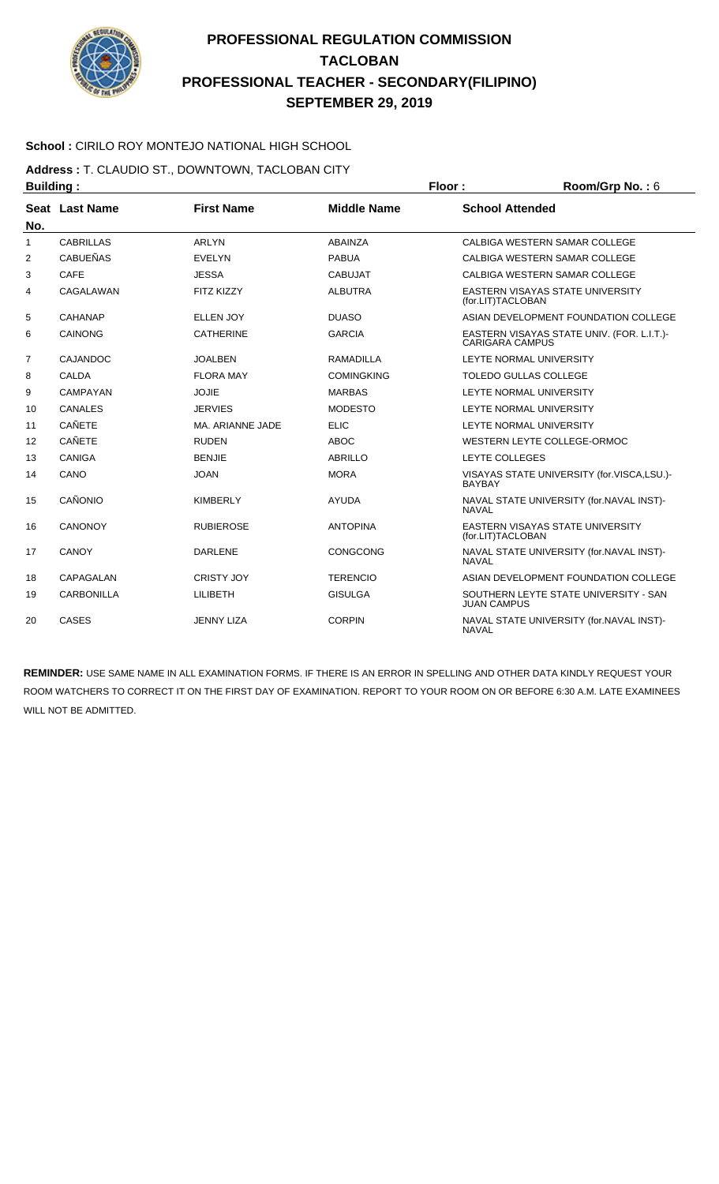# PROFESSIONAL REGULATION COMMISSION
## TACLOBAN
## PROFESSIONAL TEACHER - SECONDARY(FILIPINO)
## SEPTEMBER 29, 2019

**School :** CIRILO ROY MONTEJO NATIONAL HIGH SCHOOL

**Address :** T. CLAUDIO ST., DOWNTOWN, TACLOBAN CITY

**Building :** **Floor :** **Room/Grp No. :** 6

| Seat No. | Last Name | First Name | Middle Name | School Attended |
|---|---|---|---|---|
| 1 | CABRILLAS | ARLYN | ABAINZA | CALBIGA WESTERN SAMAR COLLEGE |
| 2 | CABUEÑAS | EVELYN | PABUA | CALBIGA WESTERN SAMAR COLLEGE |
| 3 | CAFE | JESSA | CABUJAT | CALBIGA WESTERN SAMAR COLLEGE |
| 4 | CAGALAWAN | FITZ KIZZY | ALBUTRA | EASTERN VISAYAS STATE UNIVERSITY (for.LIT)TACLOBAN |
| 5 | CAHANAP | ELLEN JOY | DUASO | ASIAN DEVELOPMENT FOUNDATION COLLEGE |
| 6 | CAINONG | CATHERINE | GARCIA | EASTERN VISAYAS STATE UNIV. (FOR. L.I.T.)-CARIGARA CAMPUS |
| 7 | CAJANDOC | JOALBEN | RAMADILLA | LEYTE NORMAL UNIVERSITY |
| 8 | CALDA | FLORA MAY | COMINGKING | TOLEDO GULLAS COLLEGE |
| 9 | CAMPAYAN | JOJIE | MARBAS | LEYTE NORMAL UNIVERSITY |
| 10 | CANALES | JERVIES | MODESTO | LEYTE NORMAL UNIVERSITY |
| 11 | CAÑETE | MA. ARIANNE JADE | ELIC | LEYTE NORMAL UNIVERSITY |
| 12 | CAÑETE | RUDEN | ABOC | WESTERN LEYTE COLLEGE-ORMOC |
| 13 | CANIGA | BENJIE | ABRILLO | LEYTE COLLEGES |
| 14 | CANO | JOAN | MORA | VISAYAS STATE UNIVERSITY (for.VISCA,LSU.)-BAYBAY |
| 15 | CAÑONIO | KIMBERLY | AYUDA | NAVAL STATE UNIVERSITY (for.NAVAL INST)-NAVAL |
| 16 | CANONOY | RUBIEROSE | ANTOPINA | EASTERN VISAYAS STATE UNIVERSITY (for.LIT)TACLOBAN |
| 17 | CANOY | DARLENE | CONGCONG | NAVAL STATE UNIVERSITY (for.NAVAL INST)-NAVAL |
| 18 | CAPAGALAN | CRISTY JOY | TERENCIO | ASIAN DEVELOPMENT FOUNDATION COLLEGE |
| 19 | CARBONILLA | LILIBETH | GISULGA | SOUTHERN LEYTE STATE UNIVERSITY - SAN JUAN CAMPUS |
| 20 | CASES | JENNY LIZA | CORPIN | NAVAL STATE UNIVERSITY (for.NAVAL INST)-NAVAL |

**REMINDER:** USE SAME NAME IN ALL EXAMINATION FORMS. IF THERE IS AN ERROR IN SPELLING AND OTHER DATA KINDLY REQUEST YOUR ROOM WATCHERS TO CORRECT IT ON THE FIRST DAY OF EXAMINATION. REPORT TO YOUR ROOM ON OR BEFORE 6:30 A.M. LATE EXAMINEES WILL NOT BE ADMITTED.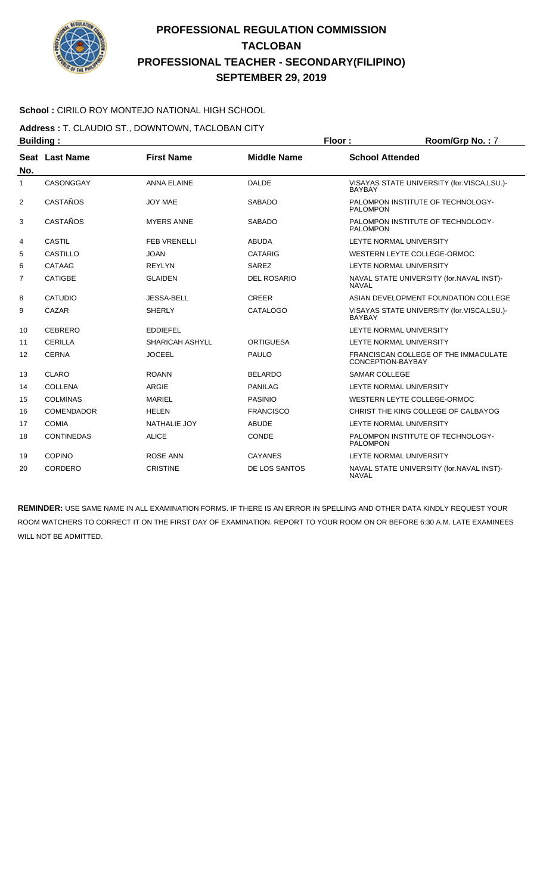# PROFESSIONAL REGULATION COMMISSION
## TACLOBAN
## PROFESSIONAL TEACHER - SECONDARY(FILIPINO)
## SEPTEMBER 29, 2019

**School :** CIRILO ROY MONTEJO NATIONAL HIGH SCHOOL

**Address :** T. CLAUDIO ST., DOWNTOWN, TACLOBAN CITY

**Building :** | **Floor :** | **Room/Grp No. :** 7

| Seat No. | Last Name | First Name | Middle Name | School Attended |
|---|---|---|---|---|
| 1 | CASONGGAY | ANNA ELAINE | DALDE | VISAYAS STATE UNIVERSITY (for.VISCA,LSU.)-BAYBAY |
| 2 | CASTAÑOS | JOY MAE | SABADO | PALOMPON INSTITUTE OF TECHNOLOGY-PALOMPON |
| 3 | CASTAÑOS | MYERS ANNE | SABADO | PALOMPON INSTITUTE OF TECHNOLOGY-PALOMPON |
| 4 | CASTIL | FEB VRENELLI | ABUDA | LEYTE NORMAL UNIVERSITY |
| 5 | CASTILLO | JOAN | CATARIG | WESTERN LEYTE COLLEGE-ORMOC |
| 6 | CATAAG | REYLYN | SAREZ | LEYTE NORMAL UNIVERSITY |
| 7 | CATIGBE | GLAIDEN | DEL ROSARIO | NAVAL STATE UNIVERSITY (for.NAVAL INST)-NAVAL |
| 8 | CATUDIO | JESSA-BELL | CREER | ASIAN DEVELOPMENT FOUNDATION COLLEGE |
| 9 | CAZAR | SHERLY | CATALOGO | VISAYAS STATE UNIVERSITY (for.VISCA,LSU.)-BAYBAY |
| 10 | CEBRERO | EDDIEFEL | | LEYTE NORMAL UNIVERSITY |
| 11 | CERILLA | SHARICAH ASHYLL | ORTIGUESA | LEYTE NORMAL UNIVERSITY |
| 12 | CERNA | JOCEEL | PAULO | FRANCISCAN COLLEGE OF THE IMMACULATE CONCEPTION-BAYBAY |
| 13 | CLARO | ROANN | BELARDO | SAMAR COLLEGE |
| 14 | COLLENA | ARGIE | PANILAG | LEYTE NORMAL UNIVERSITY |
| 15 | COLMINAS | MARIEL | PASINIO | WESTERN LEYTE COLLEGE-ORMOC |
| 16 | COMENDADOR | HELEN | FRANCISCO | CHRIST THE KING COLLEGE OF CALBAYOG |
| 17 | COMIA | NATHALIE JOY | ABUDE | LEYTE NORMAL UNIVERSITY |
| 18 | CONTINEDAS | ALICE | CONDE | PALOMPON INSTITUTE OF TECHNOLOGY-PALOMPON |
| 19 | COPINO | ROSE ANN | CAYANES | LEYTE NORMAL UNIVERSITY |
| 20 | CORDERO | CRISTINE | DE LOS SANTOS | NAVAL STATE UNIVERSITY (for.NAVAL INST)-NAVAL |

**REMINDER:** USE SAME NAME IN ALL EXAMINATION FORMS. IF THERE IS AN ERROR IN SPELLING AND OTHER DATA KINDLY REQUEST YOUR ROOM WATCHERS TO CORRECT IT ON THE FIRST DAY OF EXAMINATION. REPORT TO YOUR ROOM ON OR BEFORE 6:30 A.M. LATE EXAMINEES WILL NOT BE ADMITTED.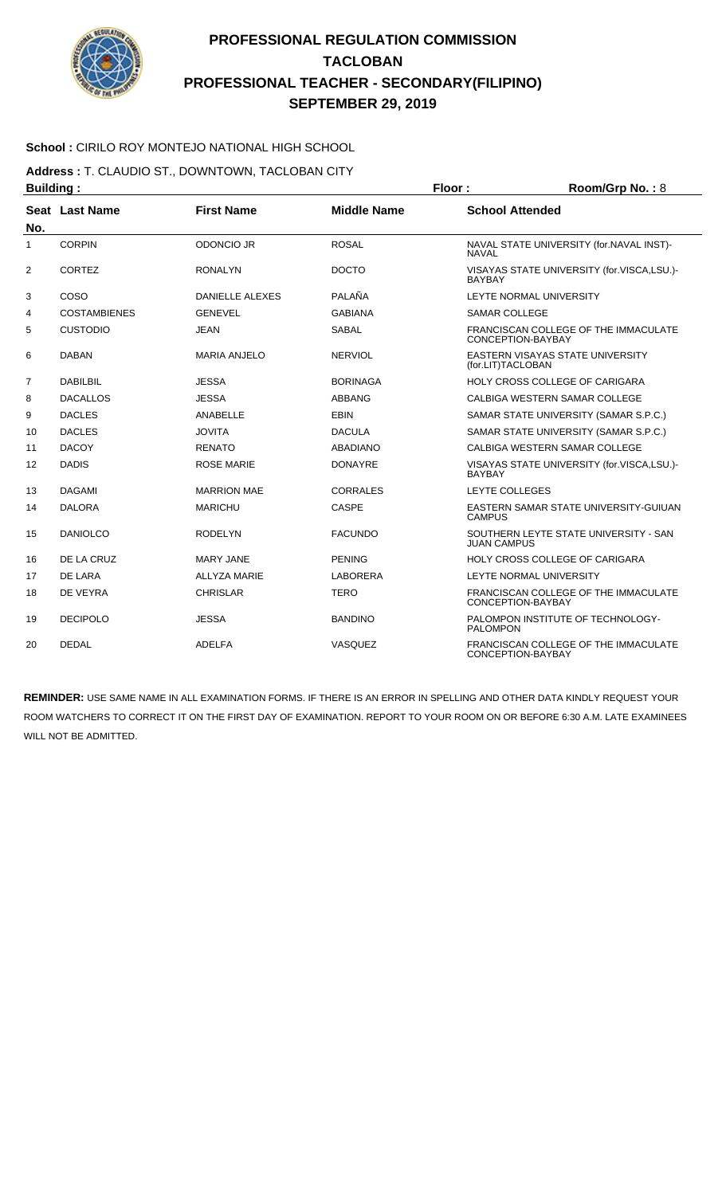# PROFESSIONAL REGULATION COMMISSION
# TACLOBAN
# PROFESSIONAL TEACHER - SECONDARY(FILIPINO)
# SEPTEMBER 29, 2019

**School :** CIRILO ROY MONTEJO NATIONAL HIGH SCHOOL

**Address :** T. CLAUDIO ST., DOWNTOWN, TACLOBAN CITY

**Building :** **Floor :** **Room/Grp No. :** 8

| Seat No. | Last Name | First Name | Middle Name | School Attended |
|---|---|---|---|---|
| 1 | CORPIN | ODONCIO JR | ROSAL | NAVAL STATE UNIVERSITY (for.NAVAL INST)-NAVAL |
| 2 | CORTEZ | RONALYN | DOCTO | VISAYAS STATE UNIVERSITY (for.VISCA,LSU.)-BAYBAY |
| 3 | COSO | DANIELLE ALEXES | PALAÑA | LEYTE NORMAL UNIVERSITY |
| 4 | COSTAMBIENES | GENEVEL | GABIANA | SAMAR COLLEGE |
| 5 | CUSTODIO | JEAN | SABAL | FRANCISCAN COLLEGE OF THE IMMACULATE CONCEPTION-BAYBAY |
| 6 | DABAN | MARIA ANJELO | NERVIOL | EASTERN VISAYAS STATE UNIVERSITY (for.LIT)TACLOBAN |
| 7 | DABILBIL | JESSA | BORINAGA | HOLY CROSS COLLEGE OF CARIGARA |
| 8 | DACALLOS | JESSA | ABBANG | CALBIGA WESTERN SAMAR COLLEGE |
| 9 | DACLES | ANABELLE | EBIN | SAMAR STATE UNIVERSITY (SAMAR S.P.C.) |
| 10 | DACLES | JOVITA | DACULA | SAMAR STATE UNIVERSITY (SAMAR S.P.C.) |
| 11 | DACOY | RENATO | ABADIANO | CALBIGA WESTERN SAMAR COLLEGE |
| 12 | DADIS | ROSE MARIE | DONAYRE | VISAYAS STATE UNIVERSITY (for.VISCA,LSU.)-BAYBAY |
| 13 | DAGAMI | MARRION MAE | CORRALES | LEYTE COLLEGES |
| 14 | DALORA | MARICHU | CASPE | EASTERN SAMAR STATE UNIVERSITY-GUIUAN CAMPUS |
| 15 | DANIOLCO | RODELYN | FACUNDO | SOUTHERN LEYTE STATE UNIVERSITY - SAN JUAN CAMPUS |
| 16 | DE LA CRUZ | MARY JANE | PENING | HOLY CROSS COLLEGE OF CARIGARA |
| 17 | DE LARA | ALLYZA MARIE | LABORERA | LEYTE NORMAL UNIVERSITY |
| 18 | DE VEYRA | CHRISLAR | TERO | FRANCISCAN COLLEGE OF THE IMMACULATE CONCEPTION-BAYBAY |
| 19 | DECIPOLO | JESSA | BANDINO | PALOMPON INSTITUTE OF TECHNOLOGY-PALOMPON |
| 20 | DEDAL | ADELFA | VASQUEZ | FRANCISCAN COLLEGE OF THE IMMACULATE CONCEPTION-BAYBAY |

**REMINDER:** USE SAME NAME IN ALL EXAMINATION FORMS. IF THERE IS AN ERROR IN SPELLING AND OTHER DATA KINDLY REQUEST YOUR ROOM WATCHERS TO CORRECT IT ON THE FIRST DAY OF EXAMINATION. REPORT TO YOUR ROOM ON OR BEFORE 6:30 A.M. LATE EXAMINEES WILL NOT BE ADMITTED.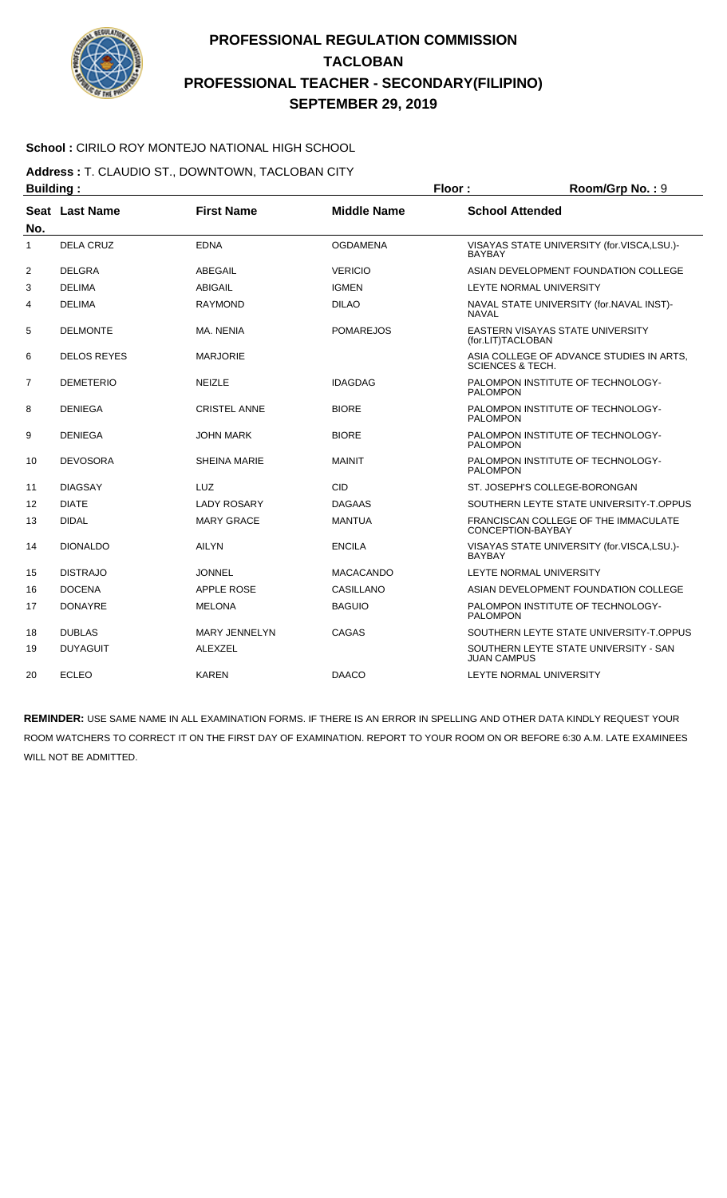# PROFESSIONAL REGULATION COMMISSION
## TACLOBAN
## PROFESSIONAL TEACHER - SECONDARY(FILIPINO)
## SEPTEMBER 29, 2019

**School :** CIRILO ROY MONTEJO NATIONAL HIGH SCHOOL

**Address :** T. CLAUDIO ST., DOWNTOWN, TACLOBAN CITY

**Building :** **Floor :** **Room/Grp No. :** 9

| Seat No. | Last Name | First Name | Middle Name | School Attended |
|---|---|---|---|---|
| 1 | DELA CRUZ | EDNA | OGDAMENA | VISAYAS STATE UNIVERSITY (for.VISCA,LSU.)-BAYBAY |
| 2 | DELGRA | ABEGAIL | VERICIO | ASIAN DEVELOPMENT FOUNDATION COLLEGE |
| 3 | DELIMA | ABIGAIL | IGMEN | LEYTE NORMAL UNIVERSITY |
| 4 | DELIMA | RAYMOND | DILAO | NAVAL STATE UNIVERSITY (for.NAVAL INST)-NAVAL |
| 5 | DELMONTE | MA. NENIA | POMAREJOS | EASTERN VISAYAS STATE UNIVERSITY (for.LIT)TACLOBAN |
| 6 | DELOS REYES | MARJORIE | | ASIA COLLEGE OF ADVANCE STUDIES IN ARTS, SCIENCES & TECH. |
| 7 | DEMETERIO | NEIZLE | IDAGDAG | PALOMPON INSTITUTE OF TECHNOLOGY-PALOMPON |
| 8 | DENIEGA | CRISTEL ANNE | BIORE | PALOMPON INSTITUTE OF TECHNOLOGY-PALOMPON |
| 9 | DENIEGA | JOHN MARK | BIORE | PALOMPON INSTITUTE OF TECHNOLOGY-PALOMPON |
| 10 | DEVOSORA | SHEINA MARIE | MAINIT | PALOMPON INSTITUTE OF TECHNOLOGY-PALOMPON |
| 11 | DIAGSAY | LUZ | CID | ST. JOSEPH'S COLLEGE-BORONGAN |
| 12 | DIATE | LADY ROSARY | DAGAAS | SOUTHERN LEYTE STATE UNIVERSITY-T.OPPUS |
| 13 | DIDAL | MARY GRACE | MANTUA | FRANCISCAN COLLEGE OF THE IMMACULATE CONCEPTION-BAYBAY |
| 14 | DIONALDO | AILYN | ENCILA | VISAYAS STATE UNIVERSITY (for.VISCA,LSU.)-BAYBAY |
| 15 | DISTRAJO | JONNEL | MACACANDO | LEYTE NORMAL UNIVERSITY |
| 16 | DOCENA | APPLE ROSE | CASILLANO | ASIAN DEVELOPMENT FOUNDATION COLLEGE |
| 17 | DONAYRE | MELONA | BAGUIO | PALOMPON INSTITUTE OF TECHNOLOGY-PALOMPON |
| 18 | DUBLAS | MARY JENNELYN | CAGAS | SOUTHERN LEYTE STATE UNIVERSITY-T.OPPUS |
| 19 | DUYAGUIT | ALEXZEL | | SOUTHERN LEYTE STATE UNIVERSITY - SAN JUAN CAMPUS |
| 20 | ECLEO | KAREN | DAACO | LEYTE NORMAL UNIVERSITY |

**REMINDER:** USE SAME NAME IN ALL EXAMINATION FORMS. IF THERE IS AN ERROR IN SPELLING AND OTHER DATA KINDLY REQUEST YOUR ROOM WATCHERS TO CORRECT IT ON THE FIRST DAY OF EXAMINATION. REPORT TO YOUR ROOM ON OR BEFORE 6:30 A.M. LATE EXAMINEES WILL NOT BE ADMITTED.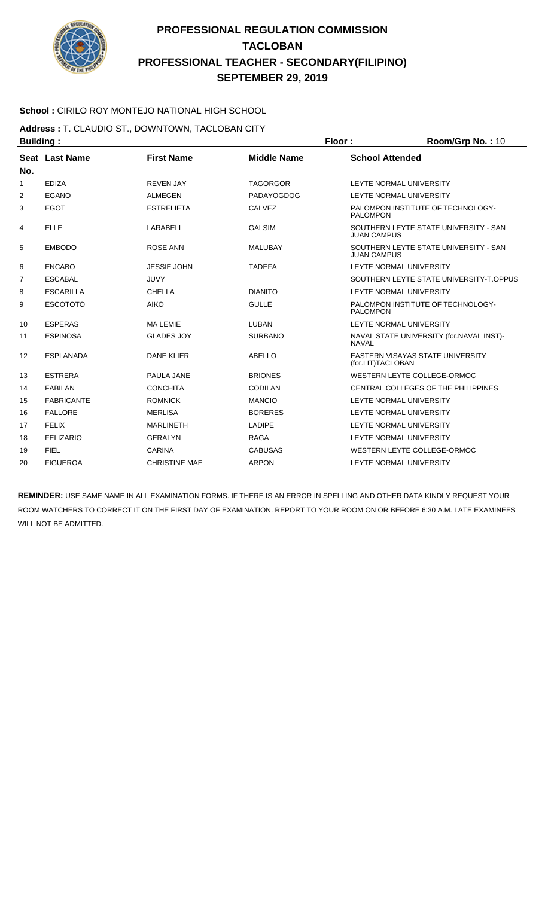# PROFESSIONAL REGULATION COMMISSION
# TACLOBAN
# PROFESSIONAL TEACHER - SECONDARY(FILIPINO)
# SEPTEMBER 29, 2019

**School :** CIRILO ROY MONTEJO NATIONAL HIGH SCHOOL

**Address :** T. CLAUDIO ST., DOWNTOWN, TACLOBAN CITY

**Building :** **Floor :** **Room/Grp No. :** 10

| Seat No. | Last Name | First Name | Middle Name | School Attended |
|---|---|---|---|---|
| 1 | EDIZA | REVEN JAY | TAGORGOR | LEYTE NORMAL UNIVERSITY |
| 2 | EGANO | ALMEGEN | PADAYOGDOG | LEYTE NORMAL UNIVERSITY |
| 3 | EGOT | ESTRELIETA | CALVEZ | PALOMPON INSTITUTE OF TECHNOLOGY-PALOMPON |
| 4 | ELLE | LARABELL | GALSIM | SOUTHERN LEYTE STATE UNIVERSITY - SAN JUAN CAMPUS |
| 5 | EMBODO | ROSE ANN | MALUBAY | SOUTHERN LEYTE STATE UNIVERSITY - SAN JUAN CAMPUS |
| 6 | ENCABO | JESSIE JOHN | TADEFA | LEYTE NORMAL UNIVERSITY |
| 7 | ESCABAL | JUVY | | SOUTHERN LEYTE STATE UNIVERSITY-T.OPPUS |
| 8 | ESCARILLA | CHELLA | DIANITO | LEYTE NORMAL UNIVERSITY |
| 9 | ESCOTOTO | AIKO | GULLE | PALOMPON INSTITUTE OF TECHNOLOGY-PALOMPON |
| 10 | ESPERAS | MA LEMIE | LUBAN | LEYTE NORMAL UNIVERSITY |
| 11 | ESPINOSA | GLADES JOY | SURBANO | NAVAL STATE UNIVERSITY (for.NAVAL INST)-NAVAL |
| 12 | ESPLANADA | DANE KLIER | ABELLO | EASTERN VISAYAS STATE UNIVERSITY (for.LIT)TACLOBAN |
| 13 | ESTRERA | PAULA JANE | BRIONES | WESTERN LEYTE COLLEGE-ORMOC |
| 14 | FABILAN | CONCHITA | CODILAN | CENTRAL COLLEGES OF THE PHILIPPINES |
| 15 | FABRICANTE | ROMNICK | MANCIO | LEYTE NORMAL UNIVERSITY |
| 16 | FALLORE | MERLISA | BORERES | LEYTE NORMAL UNIVERSITY |
| 17 | FELIX | MARLINETH | LADIPE | LEYTE NORMAL UNIVERSITY |
| 18 | FELIZARIO | GERALYN | RAGA | LEYTE NORMAL UNIVERSITY |
| 19 | FIEL | CARINA | CABUSAS | WESTERN LEYTE COLLEGE-ORMOC |
| 20 | FIGUEROA | CHRISTINE MAE | ARPON | LEYTE NORMAL UNIVERSITY |

**REMINDER:** USE SAME NAME IN ALL EXAMINATION FORMS. IF THERE IS AN ERROR IN SPELLING AND OTHER DATA KINDLY REQUEST YOUR ROOM WATCHERS TO CORRECT IT ON THE FIRST DAY OF EXAMINATION. REPORT TO YOUR ROOM ON OR BEFORE 6:30 A.M. LATE EXAMINEES WILL NOT BE ADMITTED.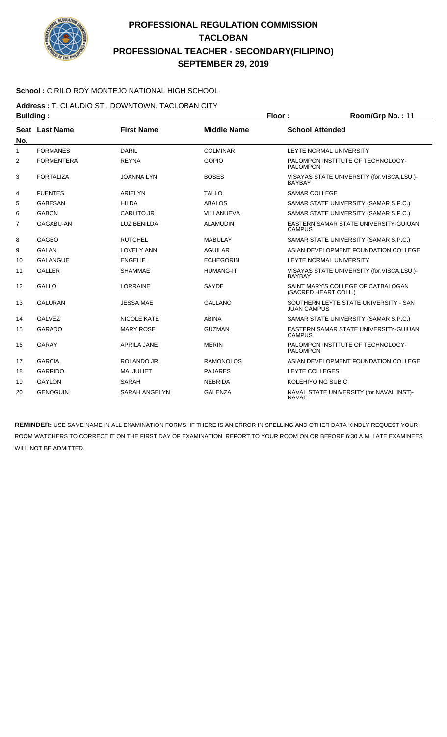# PROFESSIONAL REGULATION COMMISSION
# TACLOBAN
# PROFESSIONAL TEACHER - SECONDARY(FILIPINO)
# SEPTEMBER 29, 2019

**School :** CIRILO ROY MONTEJO NATIONAL HIGH SCHOOL

**Address :** T. CLAUDIO ST., DOWNTOWN, TACLOBAN CITY

**Building :** **Floor :** **Room/Grp No. :** 11

| Seat No. | Last Name | First Name | Middle Name | School Attended |
|---|---|---|---|---|
| 1 | FORMANES | DARIL | COLMINAR | LEYTE NORMAL UNIVERSITY |
| 2 | FORMENTERA | REYNA | GOPIO | PALOMPON INSTITUTE OF TECHNOLOGY-PALOMPON |
| 3 | FORTALIZA | JOANNA LYN | BOSES | VISAYAS STATE UNIVERSITY (for.VISCA,LSU.)-BAYBAY |
| 4 | FUENTES | ARIELYN | TALLO | SAMAR COLLEGE |
| 5 | GABESAN | HILDA | ABALOS | SAMAR STATE UNIVERSITY (SAMAR S.P.C.) |
| 6 | GABON | CARLITO JR | VILLANUEVA | SAMAR STATE UNIVERSITY (SAMAR S.P.C.) |
| 7 | GAGABU-AN | LUZ BENILDA | ALAMUDIN | EASTERN SAMAR STATE UNIVERSITY-GUIUAN CAMPUS |
| 8 | GAGBO | RUTCHEL | MABULAY | SAMAR STATE UNIVERSITY (SAMAR S.P.C.) |
| 9 | GALAN | LOVELY ANN | AGUILAR | ASIAN DEVELOPMENT FOUNDATION COLLEGE |
| 10 | GALANGUE | ENGELIE | ECHEGORIN | LEYTE NORMAL UNIVERSITY |
| 11 | GALLER | SHAMMAE | HUMANG-IT | VISAYAS STATE UNIVERSITY (for.VISCA,LSU.)-BAYBAY |
| 12 | GALLO | LORRAINE | SAYDE | SAINT MARY'S COLLEGE OF CATBALOGAN (SACRED HEART COLL.) |
| 13 | GALURAN | JESSA MAE | GALLANO | SOUTHERN LEYTE STATE UNIVERSITY - SAN JUAN CAMPUS |
| 14 | GALVEZ | NICOLE KATE | ABINA | SAMAR STATE UNIVERSITY (SAMAR S.P.C.) |
| 15 | GARADO | MARY ROSE | GUZMAN | EASTERN SAMAR STATE UNIVERSITY-GUIUAN CAMPUS |
| 16 | GARAY | APRILA JANE | MERIN | PALOMPON INSTITUTE OF TECHNOLOGY-PALOMPON |
| 17 | GARCIA | ROLANDO JR | RAMONOLOS | ASIAN DEVELOPMENT FOUNDATION COLLEGE |
| 18 | GARRIDO | MA. JULIET | PAJARES | LEYTE COLLEGES |
| 19 | GAYLON | SARAH | NEBRIDA | KOLEHIYO NG SUBIC |
| 20 | GENOGUIN | SARAH ANGELYN | GALENZA | NAVAL STATE UNIVERSITY (for.NAVAL INST)-NAVAL |

**REMINDER:** USE SAME NAME IN ALL EXAMINATION FORMS. IF THERE IS AN ERROR IN SPELLING AND OTHER DATA KINDLY REQUEST YOUR ROOM WATCHERS TO CORRECT IT ON THE FIRST DAY OF EXAMINATION. REPORT TO YOUR ROOM ON OR BEFORE 6:30 A.M. LATE EXAMINEES WILL NOT BE ADMITTED.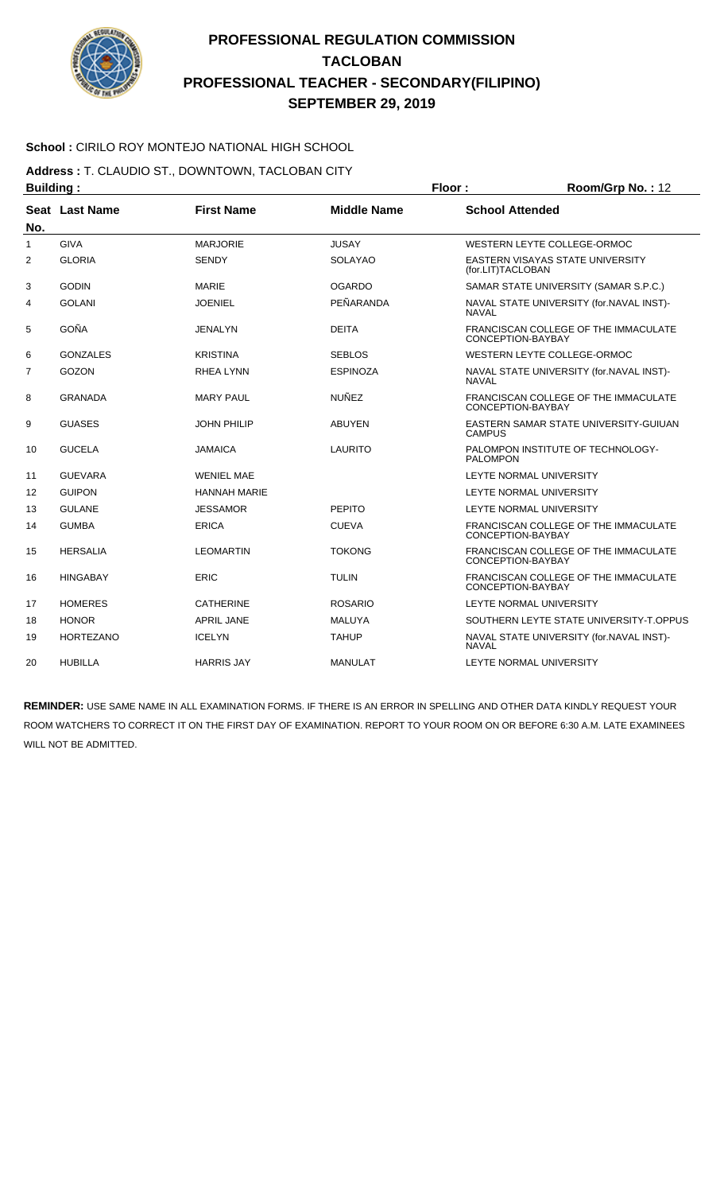# PROFESSIONAL REGULATION COMMISSION
## TACLOBAN
## PROFESSIONAL TEACHER - SECONDARY(FILIPINO)
## SEPTEMBER 29, 2019

**School :** CIRILO ROY MONTEJO NATIONAL HIGH SCHOOL

**Address :** T. CLAUDIO ST., DOWNTOWN, TACLOBAN CITY

**Building :** **Floor :** **Room/Grp No. :** 12

| Seat No. | Last Name | First Name | Middle Name | School Attended |
|---|---|---|---|---|
| 1 | GIVA | MARJORIE | JUSAY | WESTERN LEYTE COLLEGE-ORMOC |
| 2 | GLORIA | SENDY | SOLAYAO | EASTERN VISAYAS STATE UNIVERSITY (for.LIT)TACLOBAN |
| 3 | GODIN | MARIE | OGARDO | SAMAR STATE UNIVERSITY (SAMAR S.P.C.) |
| 4 | GOLANI | JOENIEL | PEÑARANDA | NAVAL STATE UNIVERSITY (for.NAVAL INST)-NAVAL |
| 5 | GOÑA | JENALYN | DEITA | FRANCISCAN COLLEGE OF THE IMMACULATE CONCEPTION-BAYBAY |
| 6 | GONZALES | KRISTINA | SEBLOS | WESTERN LEYTE COLLEGE-ORMOC |
| 7 | GOZON | RHEA LYNN | ESPINOZA | NAVAL STATE UNIVERSITY (for.NAVAL INST)-NAVAL |
| 8 | GRANADA | MARY PAUL | NUÑEZ | FRANCISCAN COLLEGE OF THE IMMACULATE CONCEPTION-BAYBAY |
| 9 | GUASES | JOHN PHILIP | ABUYEN | EASTERN SAMAR STATE UNIVERSITY-GUIUAN CAMPUS |
| 10 | GUCELA | JAMAICA | LAURITO | PALOMPON INSTITUTE OF TECHNOLOGY-PALOMPON |
| 11 | GUEVARA | WENIEL MAE | | LEYTE NORMAL UNIVERSITY |
| 12 | GUIPON | HANNAH MARIE | | LEYTE NORMAL UNIVERSITY |
| 13 | GULANE | JESSAMOR | PEPITO | LEYTE NORMAL UNIVERSITY |
| 14 | GUMBA | ERICA | CUEVA | FRANCISCAN COLLEGE OF THE IMMACULATE CONCEPTION-BAYBAY |
| 15 | HERSALIA | LEOMARTIN | TOKONG | FRANCISCAN COLLEGE OF THE IMMACULATE CONCEPTION-BAYBAY |
| 16 | HINGABAY | ERIC | TULIN | FRANCISCAN COLLEGE OF THE IMMACULATE CONCEPTION-BAYBAY |
| 17 | HOMERES | CATHERINE | ROSARIO | LEYTE NORMAL UNIVERSITY |
| 18 | HONOR | APRIL JANE | MALUYA | SOUTHERN LEYTE STATE UNIVERSITY-T.OPPUS |
| 19 | HORTEZANO | ICELYN | TAHUP | NAVAL STATE UNIVERSITY (for.NAVAL INST)-NAVAL |
| 20 | HUBILLA | HARRIS JAY | MANULAT | LEYTE NORMAL UNIVERSITY |

**REMINDER:** USE SAME NAME IN ALL EXAMINATION FORMS. IF THERE IS AN ERROR IN SPELLING AND OTHER DATA KINDLY REQUEST YOUR ROOM WATCHERS TO CORRECT IT ON THE FIRST DAY OF EXAMINATION. REPORT TO YOUR ROOM ON OR BEFORE 6:30 A.M. LATE EXAMINEES WILL NOT BE ADMITTED.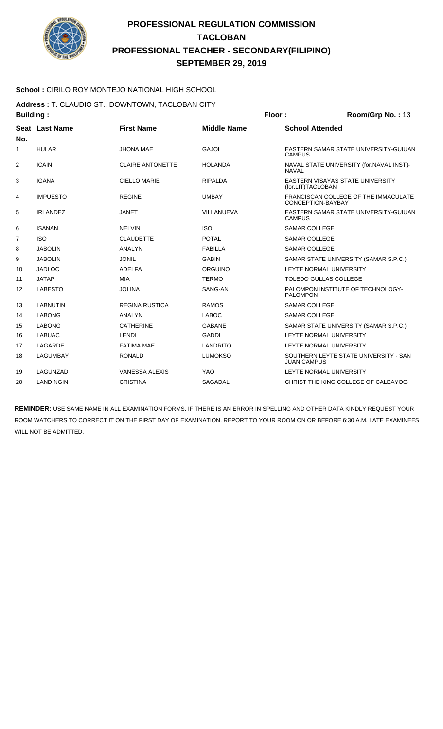# PROFESSIONAL REGULATION COMMISSION
## TACLOBAN
## PROFESSIONAL TEACHER - SECONDARY(FILIPINO)
## SEPTEMBER 29, 2019

**School :** CIRILO ROY MONTEJO NATIONAL HIGH SCHOOL

**Address :** T. CLAUDIO ST., DOWNTOWN, TACLOBAN CITY

**Building :** **Floor :** **Room/Grp No. :** 13

| Seat No. | Last Name | First Name | Middle Name | School Attended |
|---|---|---|---|---|
| 1 | HULAR | JHONA MAE | GAJOL | EASTERN SAMAR STATE UNIVERSITY-GUIUAN CAMPUS |
| 2 | ICAIN | CLAIRE ANTONETTE | HOLANDA | NAVAL STATE UNIVERSITY (for.NAVAL INST)-NAVAL |
| 3 | IGANA | CIELLO MARIE | RIPALDA | EASTERN VISAYAS STATE UNIVERSITY (for.LIT)TACLOBAN |
| 4 | IMPUESTO | REGINE | UMBAY | FRANCISCAN COLLEGE OF THE IMMACULATE CONCEPTION-BAYBAY |
| 5 | IRLANDEZ | JANET | VILLANUEVA | EASTERN SAMAR STATE UNIVERSITY-GUIUAN CAMPUS |
| 6 | ISANAN | NELVIN | ISO | SAMAR COLLEGE |
| 7 | ISO | CLAUDETTE | POTAL | SAMAR COLLEGE |
| 8 | JABOLIN | ANALYN | FABILLA | SAMAR COLLEGE |
| 9 | JABOLIN | JONIL | GABIN | SAMAR STATE UNIVERSITY (SAMAR S.P.C.) |
| 10 | JADLOC | ADELFA | ORGUINO | LEYTE NORMAL UNIVERSITY |
| 11 | JATAP | MIA | TERMO | TOLEDO GULLAS COLLEGE |
| 12 | LABESTO | JOLINA | SANG-AN | PALOMPON INSTITUTE OF TECHNOLOGY-PALOMPON |
| 13 | LABNUTIN | REGINA RUSTICA | RAMOS | SAMAR COLLEGE |
| 14 | LABONG | ANALYN | LABOC | SAMAR COLLEGE |
| 15 | LABONG | CATHERINE | GABANE | SAMAR STATE UNIVERSITY (SAMAR S.P.C.) |
| 16 | LABUAC | LENDI | GADDI | LEYTE NORMAL UNIVERSITY |
| 17 | LAGARDE | FATIMA MAE | LANDRITO | LEYTE NORMAL UNIVERSITY |
| 18 | LAGUMBAY | RONALD | LUMOKSO | SOUTHERN LEYTE STATE UNIVERSITY - SAN JUAN CAMPUS |
| 19 | LAGUNZAD | VANESSA ALEXIS | YAO | LEYTE NORMAL UNIVERSITY |
| 20 | LANDINGIN | CRISTINA | SAGADAL | CHRIST THE KING COLLEGE OF CALBAYOG |

**REMINDER:** USE SAME NAME IN ALL EXAMINATION FORMS. IF THERE IS AN ERROR IN SPELLING AND OTHER DATA KINDLY REQUEST YOUR ROOM WATCHERS TO CORRECT IT ON THE FIRST DAY OF EXAMINATION. REPORT TO YOUR ROOM ON OR BEFORE 6:30 A.M. LATE EXAMINEES WILL NOT BE ADMITTED.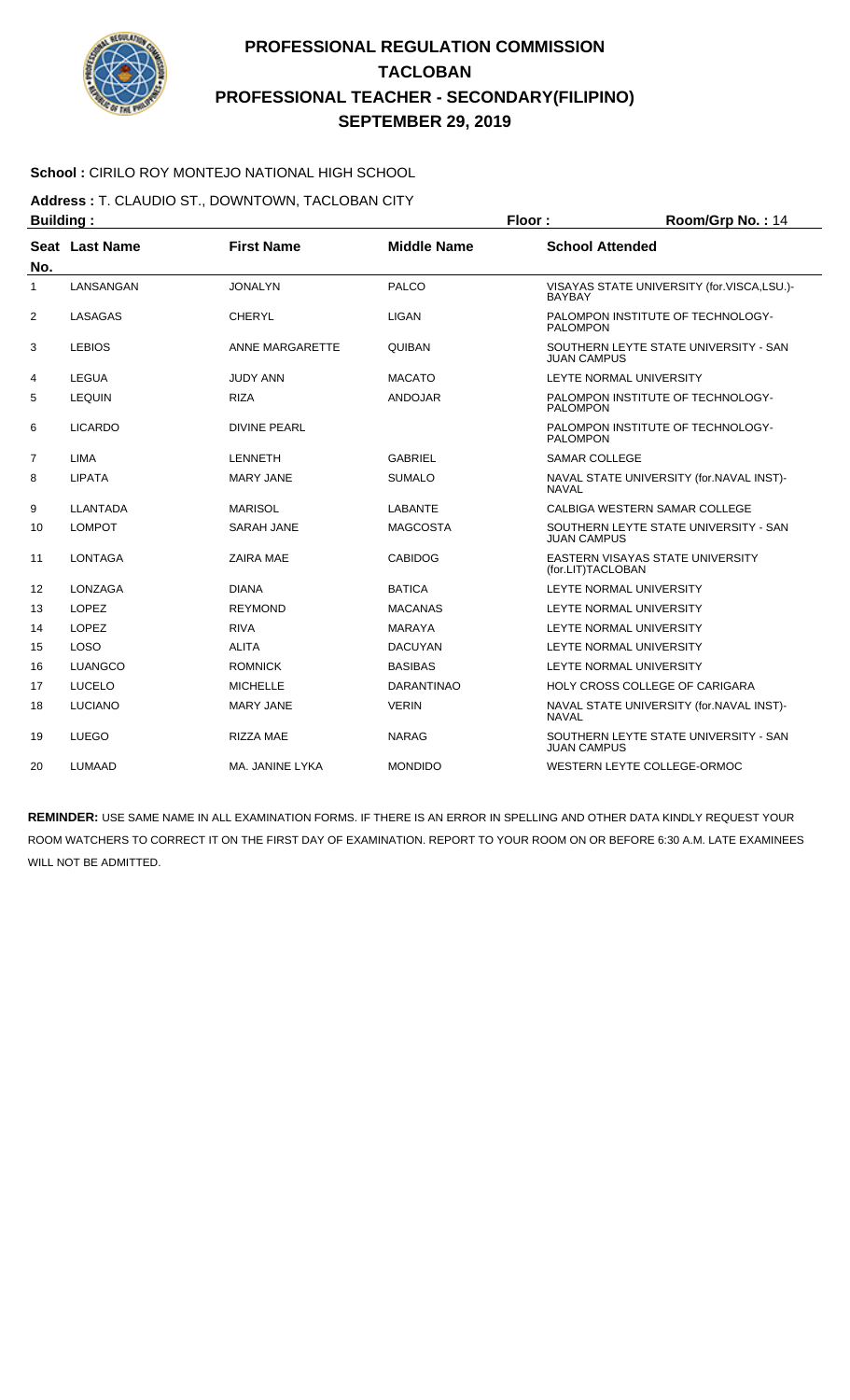# PROFESSIONAL REGULATION COMMISSION
## TACLOBAN
## PROFESSIONAL TEACHER - SECONDARY(FILIPINO)
## SEPTEMBER 29, 2019

**School :** CIRILO ROY MONTEJO NATIONAL HIGH SCHOOL

**Address :** T. CLAUDIO ST., DOWNTOWN, TACLOBAN CITY

**Building :** **Floor :** **Room/Grp No. :** 14

| Seat No. | Last Name | First Name | Middle Name | School Attended |
|---|---|---|---|---|
| 1 | LANSANGAN | JONALYN | PALCO | VISAYAS STATE UNIVERSITY (for.VISCA,LSU.)-BAYBAY |
| 2 | LASAGAS | CHERYL | LIGAN | PALOMPON INSTITUTE OF TECHNOLOGY-PALOMPON |
| 3 | LEBIOS | ANNE MARGARETTE | QUIBAN | SOUTHERN LEYTE STATE UNIVERSITY - SAN JUAN CAMPUS |
| 4 | LEGUA | JUDY ANN | MACATO | LEYTE NORMAL UNIVERSITY |
| 5 | LEQUIN | RIZA | ANDOJAR | PALOMPON INSTITUTE OF TECHNOLOGY-PALOMPON |
| 6 | LICARDO | DIVINE PEARL | | PALOMPON INSTITUTE OF TECHNOLOGY-PALOMPON |
| 7 | LIMA | LENNETH | GABRIEL | SAMAR COLLEGE |
| 8 | LIPATA | MARY JANE | SUMALO | NAVAL STATE UNIVERSITY (for.NAVAL INST)-NAVAL |
| 9 | LLANTADA | MARISOL | LABANTE | CALBIGA WESTERN SAMAR COLLEGE |
| 10 | LOMPOT | SARAH JANE | MAGCOSTA | SOUTHERN LEYTE STATE UNIVERSITY - SAN JUAN CAMPUS |
| 11 | LONTAGA | ZAIRA MAE | CABIDOG | EASTERN VISAYAS STATE UNIVERSITY (for.LIT)TACLOBAN |
| 12 | LONZAGA | DIANA | BATICA | LEYTE NORMAL UNIVERSITY |
| 13 | LOPEZ | REYMOND | MACANAS | LEYTE NORMAL UNIVERSITY |
| 14 | LOPEZ | RIVA | MARAYA | LEYTE NORMAL UNIVERSITY |
| 15 | LOSO | ALITA | DACUYAN | LEYTE NORMAL UNIVERSITY |
| 16 | LUANGCO | ROMNICK | BASIBAS | LEYTE NORMAL UNIVERSITY |
| 17 | LUCELO | MICHELLE | DARANTINAO | HOLY CROSS COLLEGE OF CARIGARA |
| 18 | LUCIANO | MARY JANE | VERIN | NAVAL STATE UNIVERSITY (for.NAVAL INST)-NAVAL |
| 19 | LUEGO | RIZZA MAE | NARAG | SOUTHERN LEYTE STATE UNIVERSITY - SAN JUAN CAMPUS |
| 20 | LUMAAD | MA. JANINE LYKA | MONDIDO | WESTERN LEYTE COLLEGE-ORMOC |

**REMINDER:** USE SAME NAME IN ALL EXAMINATION FORMS. IF THERE IS AN ERROR IN SPELLING AND OTHER DATA KINDLY REQUEST YOUR ROOM WATCHERS TO CORRECT IT ON THE FIRST DAY OF EXAMINATION. REPORT TO YOUR ROOM ON OR BEFORE 6:30 A.M. LATE EXAMINEES WILL NOT BE ADMITTED.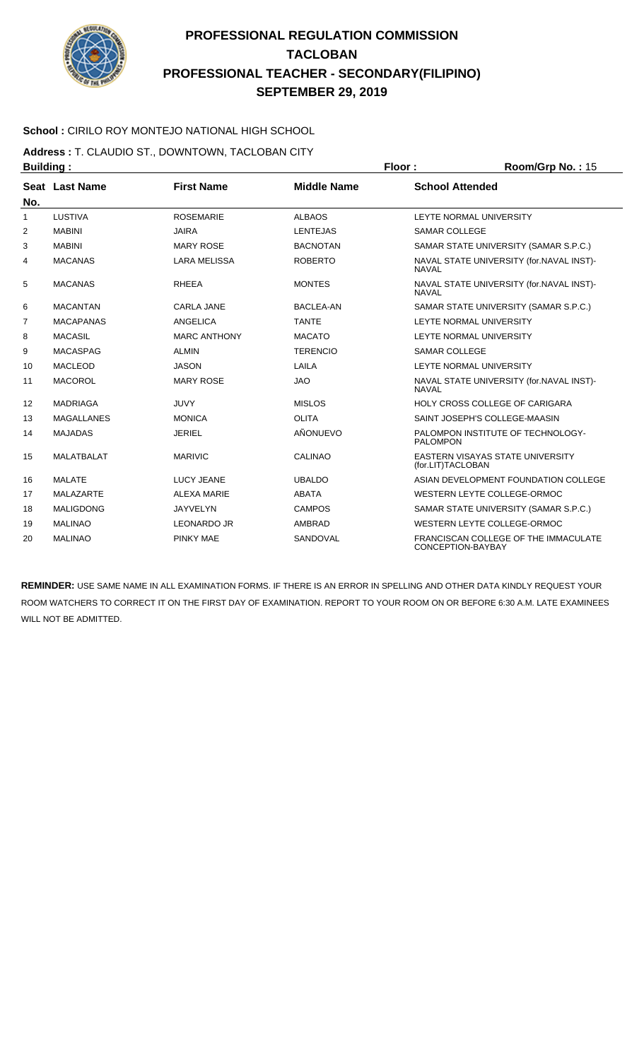# PROFESSIONAL REGULATION COMMISSION
## TACLOBAN
## PROFESSIONAL TEACHER - SECONDARY(FILIPINO)
## SEPTEMBER 29, 2019

**School :** CIRILO ROY MONTEJO NATIONAL HIGH SCHOOL

**Address :** T. CLAUDIO ST., DOWNTOWN, TACLOBAN CITY

**Building :** **Floor :** **Room/Grp No. :** 15

| Seat No. | Last Name | First Name | Middle Name | School Attended |
|---|---|---|---|---|
| 1 | LUSTIVA | ROSEMARIE | ALBAOS | LEYTE NORMAL UNIVERSITY |
| 2 | MABINI | JAIRA | LENTEJAS | SAMAR COLLEGE |
| 3 | MABINI | MARY ROSE | BACNOTAN | SAMAR STATE UNIVERSITY (SAMAR S.P.C.) |
| 4 | MACANAS | LARA MELISSA | ROBERTO | NAVAL STATE UNIVERSITY (for.NAVAL INST)-NAVAL |
| 5 | MACANAS | RHEEA | MONTES | NAVAL STATE UNIVERSITY (for.NAVAL INST)-NAVAL |
| 6 | MACANTAN | CARLA JANE | BACLEA-AN | SAMAR STATE UNIVERSITY (SAMAR S.P.C.) |
| 7 | MACAPANAS | ANGELICA | TANTE | LEYTE NORMAL UNIVERSITY |
| 8 | MACASIL | MARC ANTHONY | MACATO | LEYTE NORMAL UNIVERSITY |
| 9 | MACASPAG | ALMIN | TERENCIO | SAMAR COLLEGE |
| 10 | MACLEOD | JASON | LAILA | LEYTE NORMAL UNIVERSITY |
| 11 | MACOROL | MARY ROSE | JAO | NAVAL STATE UNIVERSITY (for.NAVAL INST)-NAVAL |
| 12 | MADRIAGA | JUVY | MISLOS | HOLY CROSS COLLEGE OF CARIGARA |
| 13 | MAGALLANES | MONICA | OLITA | SAINT JOSEPH'S COLLEGE-MAASIN |
| 14 | MAJADAS | JERIEL | AÑONUEVO | PALOMPON INSTITUTE OF TECHNOLOGY-PALOMPON |
| 15 | MALATBALAT | MARIVIC | CALINAO | EASTERN VISAYAS STATE UNIVERSITY (for.LIT)TACLOBAN |
| 16 | MALATE | LUCY JEANE | UBALDO | ASIAN DEVELOPMENT FOUNDATION COLLEGE |
| 17 | MALAZARTE | ALEXA MARIE | ABATA | WESTERN LEYTE COLLEGE-ORMOC |
| 18 | MALIGDONG | JAYVELYN | CAMPOS | SAMAR STATE UNIVERSITY (SAMAR S.P.C.) |
| 19 | MALINAO | LEONARDO JR | AMBRAD | WESTERN LEYTE COLLEGE-ORMOC |
| 20 | MALINAO | PINKY MAE | SANDOVAL | FRANCISCAN COLLEGE OF THE IMMACULATE CONCEPTION-BAYBAY |

**REMINDER:** USE SAME NAME IN ALL EXAMINATION FORMS. IF THERE IS AN ERROR IN SPELLING AND OTHER DATA KINDLY REQUEST YOUR ROOM WATCHERS TO CORRECT IT ON THE FIRST DAY OF EXAMINATION. REPORT TO YOUR ROOM ON OR BEFORE 6:30 A.M. LATE EXAMINEES WILL NOT BE ADMITTED.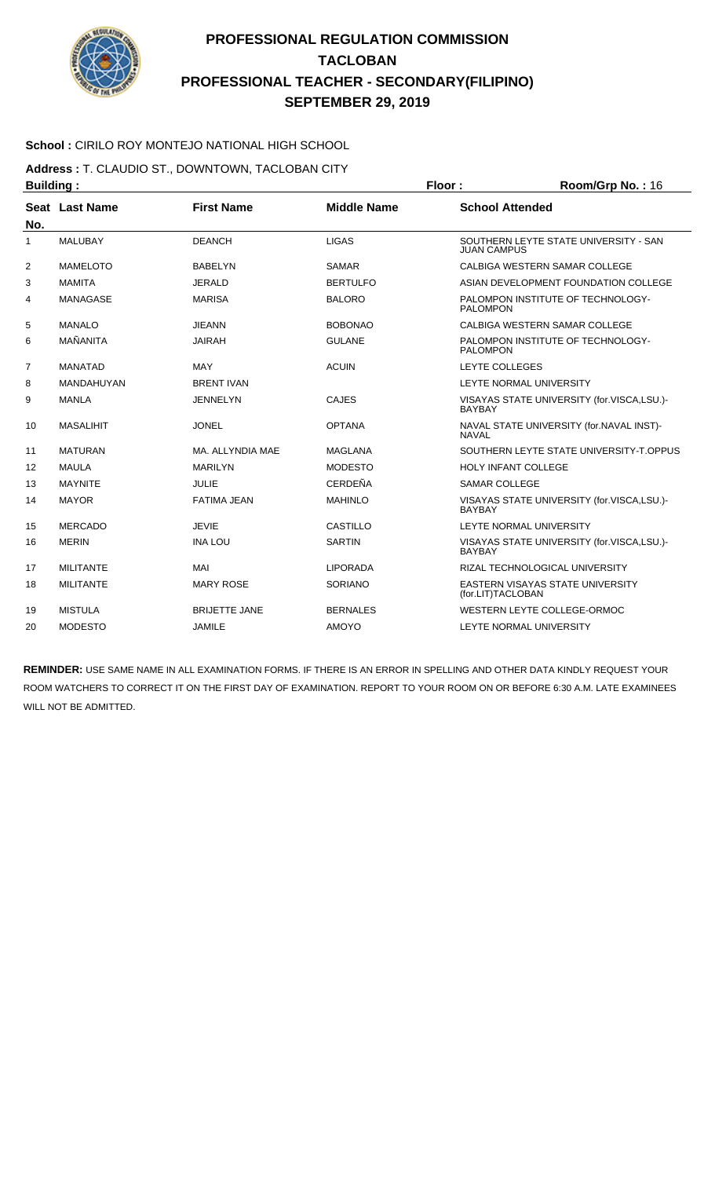# PROFESSIONAL REGULATION COMMISSION
## TACLOBAN
## PROFESSIONAL TEACHER - SECONDARY(FILIPINO)
## SEPTEMBER 29, 2019

**School :** CIRILO ROY MONTEJO NATIONAL HIGH SCHOOL

**Address :** T. CLAUDIO ST., DOWNTOWN, TACLOBAN CITY

**Building :** **Floor :** **Room/Grp No. :** 16

| Seat No. | Last Name | First Name | Middle Name | School Attended |
|---|---|---|---|---|
| 1 | MALUBAY | DEANCH | LIGAS | SOUTHERN LEYTE STATE UNIVERSITY - SAN JUAN CAMPUS |
| 2 | MAMELOTO | BABELYN | SAMAR | CALBIGA WESTERN SAMAR COLLEGE |
| 3 | MAMITA | JERALD | BERTULFO | ASIAN DEVELOPMENT FOUNDATION COLLEGE |
| 4 | MANAGASE | MARISA | BALORO | PALOMPON INSTITUTE OF TECHNOLOGY-PALOMPON |
| 5 | MANALO | JIEANN | BOBONAO | CALBIGA WESTERN SAMAR COLLEGE |
| 6 | MAÑANITA | JAIRAH | GULANE | PALOMPON INSTITUTE OF TECHNOLOGY-PALOMPON |
| 7 | MANATAD | MAY | ACUIN | LEYTE COLLEGES |
| 8 | MANDAHUYAN | BRENT IVAN | | LEYTE NORMAL UNIVERSITY |
| 9 | MANLA | JENNELYN | CAJES | VISAYAS STATE UNIVERSITY (for.VISCA,LSU.)-BAYBAY |
| 10 | MASALIHIT | JONEL | OPTANA | NAVAL STATE UNIVERSITY (for.NAVAL INST)-NAVAL |
| 11 | MATURAN | MA. ALLYNDIA MAE | MAGLANA | SOUTHERN LEYTE STATE UNIVERSITY-T.OPPUS |
| 12 | MAULA | MARILYN | MODESTO | HOLY INFANT COLLEGE |
| 13 | MAYNITE | JULIE | CERDEÑA | SAMAR COLLEGE |
| 14 | MAYOR | FATIMA JEAN | MAHINLO | VISAYAS STATE UNIVERSITY (for.VISCA,LSU.)-BAYBAY |
| 15 | MERCADO | JEVIE | CASTILLO | LEYTE NORMAL UNIVERSITY |
| 16 | MERIN | INA LOU | SARTIN | VISAYAS STATE UNIVERSITY (for.VISCA,LSU.)-BAYBAY |
| 17 | MILITANTE | MAI | LIPORADA | RIZAL TECHNOLOGICAL UNIVERSITY |
| 18 | MILITANTE | MARY ROSE | SORIANO | EASTERN VISAYAS STATE UNIVERSITY (for.LIT)TACLOBAN |
| 19 | MISTULA | BRIJETTE JANE | BERNALES | WESTERN LEYTE COLLEGE-ORMOC |
| 20 | MODESTO | JAMILE | AMOYO | LEYTE NORMAL UNIVERSITY |

**REMINDER:** USE SAME NAME IN ALL EXAMINATION FORMS. IF THERE IS AN ERROR IN SPELLING AND OTHER DATA KINDLY REQUEST YOUR ROOM WATCHERS TO CORRECT IT ON THE FIRST DAY OF EXAMINATION. REPORT TO YOUR ROOM ON OR BEFORE 6:30 A.M. LATE EXAMINEES WILL NOT BE ADMITTED.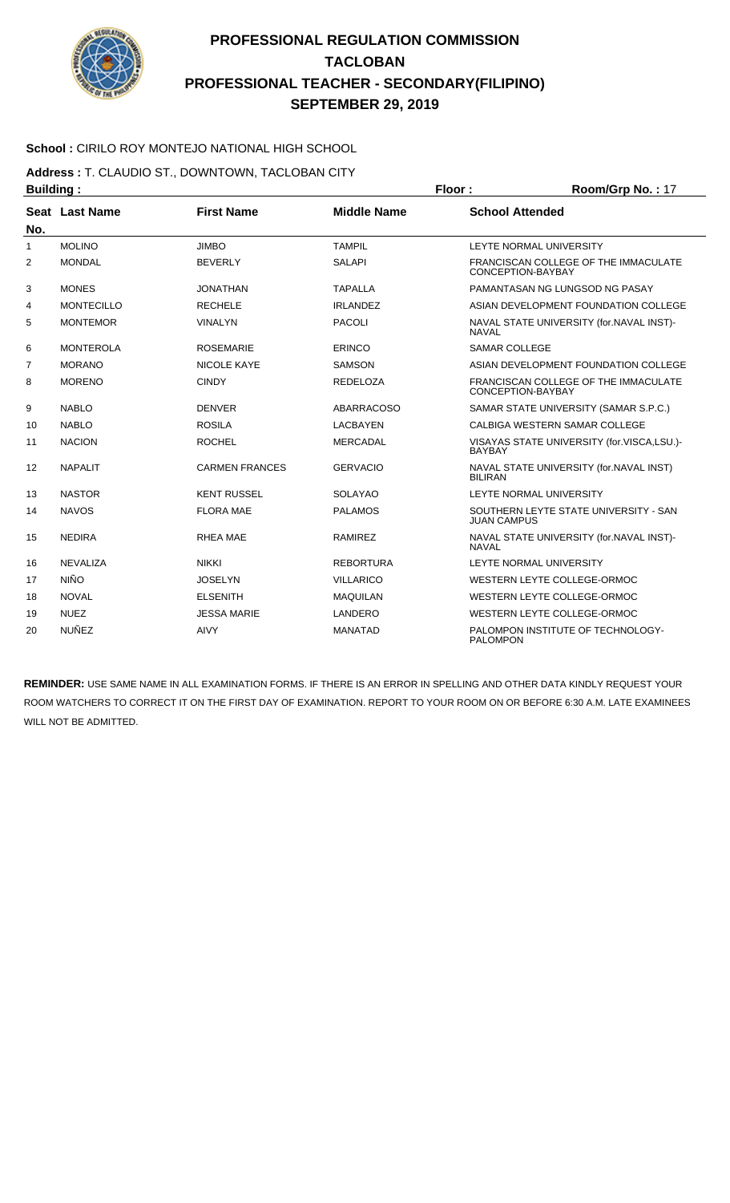# PROFESSIONAL REGULATION COMMISSION
# TACLOBAN
# PROFESSIONAL TEACHER - SECONDARY(FILIPINO)
# SEPTEMBER 29, 2019

**School :** CIRILO ROY MONTEJO NATIONAL HIGH SCHOOL

**Address :** T. CLAUDIO ST., DOWNTOWN, TACLOBAN CITY

**Building :** **Floor :** **Room/Grp No. :** 17

| Seat No. | Last Name | First Name | Middle Name | School Attended |
|---|---|---|---|---|
| 1 | MOLINO | JIMBO | TAMPIL | LEYTE NORMAL UNIVERSITY |
| 2 | MONDAL | BEVERLY | SALAPI | FRANCISCAN COLLEGE OF THE IMMACULATE CONCEPTION-BAYBAY |
| 3 | MONES | JONATHAN | TAPALLA | PAMANTASAN NG LUNGSOD NG PASAY |
| 4 | MONTECILLO | RECHELE | IRLANDEZ | ASIAN DEVELOPMENT FOUNDATION COLLEGE |
| 5 | MONTEMOR | VINALYN | PACOLI | NAVAL STATE UNIVERSITY (for.NAVAL INST)-NAVAL |
| 6 | MONTEROLA | ROSEMARIE | ERINCO | SAMAR COLLEGE |
| 7 | MORANO | NICOLE KAYE | SAMSON | ASIAN DEVELOPMENT FOUNDATION COLLEGE |
| 8 | MORENO | CINDY | REDELOZA | FRANCISCAN COLLEGE OF THE IMMACULATE CONCEPTION-BAYBAY |
| 9 | NABLO | DENVER | ABARRACOSO | SAMAR STATE UNIVERSITY (SAMAR S.P.C.) |
| 10 | NABLO | ROSILA | LACBAYEN | CALBIGA WESTERN SAMAR COLLEGE |
| 11 | NACION | ROCHEL | MERCADAL | VISAYAS STATE UNIVERSITY (for.VISCA,LSU.)-BAYBAY |
| 12 | NAPALIT | CARMEN FRANCES | GERVACIO | NAVAL STATE UNIVERSITY (for.NAVAL INST) BILIRAN |
| 13 | NASTOR | KENT RUSSEL | SOLAYAO | LEYTE NORMAL UNIVERSITY |
| 14 | NAVOS | FLORA MAE | PALAMOS | SOUTHERN LEYTE STATE UNIVERSITY - SAN JUAN CAMPUS |
| 15 | NEDIRA | RHEA MAE | RAMIREZ | NAVAL STATE UNIVERSITY (for.NAVAL INST)-NAVAL |
| 16 | NEVALIZA | NIKKI | REBORTURA | LEYTE NORMAL UNIVERSITY |
| 17 | NIÑO | JOSELYN | VILLARICO | WESTERN LEYTE COLLEGE-ORMOC |
| 18 | NOVAL | ELSENITH | MAQUILAN | WESTERN LEYTE COLLEGE-ORMOC |
| 19 | NUEZ | JESSA MARIE | LANDERO | WESTERN LEYTE COLLEGE-ORMOC |
| 20 | NUÑEZ | AIVY | MANATAD | PALOMPON INSTITUTE OF TECHNOLOGY-PALOMPON |

**REMINDER:** USE SAME NAME IN ALL EXAMINATION FORMS. IF THERE IS AN ERROR IN SPELLING AND OTHER DATA KINDLY REQUEST YOUR ROOM WATCHERS TO CORRECT IT ON THE FIRST DAY OF EXAMINATION. REPORT TO YOUR ROOM ON OR BEFORE 6:30 A.M. LATE EXAMINEES WILL NOT BE ADMITTED.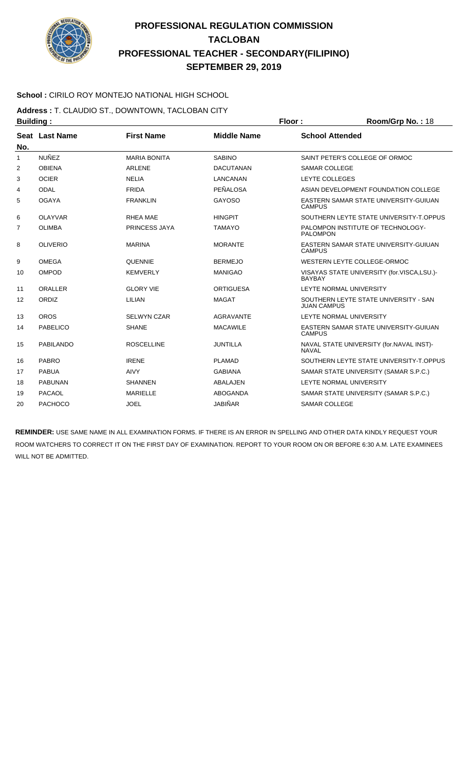# PROFESSIONAL REGULATION COMMISSION
# TACLOBAN
# PROFESSIONAL TEACHER - SECONDARY(FILIPINO)
# SEPTEMBER 29, 2019

**School :** CIRILO ROY MONTEJO NATIONAL HIGH SCHOOL

**Address :** T. CLAUDIO ST., DOWNTOWN, TACLOBAN CITY

**Building :** **Floor :** **Room/Grp No. :** 18

| Seat No. | Last Name | First Name | Middle Name | School Attended |
|---|---|---|---|---|
| 1 | NUÑEZ | MARIA BONITA | SABINO | SAINT PETER'S COLLEGE OF ORMOC |
| 2 | OBIENA | ARLENE | DACUTANAN | SAMAR COLLEGE |
| 3 | OCIER | NELIA | LANCANAN | LEYTE COLLEGES |
| 4 | ODAL | FRIDA | PEÑALOSA | ASIAN DEVELOPMENT FOUNDATION COLLEGE |
| 5 | OGAYA | FRANKLIN | GAYOSO | EASTERN SAMAR STATE UNIVERSITY-GUIUAN CAMPUS |
| 6 | OLAYVAR | RHEA MAE | HINGPIT | SOUTHERN LEYTE STATE UNIVERSITY-T.OPPUS |
| 7 | OLIMBA | PRINCESS JAYA | TAMAYO | PALOMPON INSTITUTE OF TECHNOLOGY-PALOMPON |
| 8 | OLIVERIO | MARINA | MORANTE | EASTERN SAMAR STATE UNIVERSITY-GUIUAN CAMPUS |
| 9 | OMEGA | QUENNIE | BERMEJO | WESTERN LEYTE COLLEGE-ORMOC |
| 10 | OMPOD | KEMVERLY | MANIGAO | VISAYAS STATE UNIVERSITY (for.VISCA,LSU.)-BAYBAY |
| 11 | ORALLER | GLORY VIE | ORTIGUESA | LEYTE NORMAL UNIVERSITY |
| 12 | ORDIZ | LILIAN | MAGAT | SOUTHERN LEYTE STATE UNIVERSITY - SAN JUAN CAMPUS |
| 13 | OROS | SELWYN CZAR | AGRAVANTE | LEYTE NORMAL UNIVERSITY |
| 14 | PABELICO | SHANE | MACAWILE | EASTERN SAMAR STATE UNIVERSITY-GUIUAN CAMPUS |
| 15 | PABILANDO | ROSCELLINE | JUNTILLA | NAVAL STATE UNIVERSITY (for.NAVAL INST)-NAVAL |
| 16 | PABRO | IRENE | PLAMAD | SOUTHERN LEYTE STATE UNIVERSITY-T.OPPUS |
| 17 | PABUA | AIVY | GABIANA | SAMAR STATE UNIVERSITY (SAMAR S.P.C.) |
| 18 | PABUNAN | SHANNEN | ABALAJEN | LEYTE NORMAL UNIVERSITY |
| 19 | PACAOL | MARIELLE | ABOGANDA | SAMAR STATE UNIVERSITY (SAMAR S.P.C.) |
| 20 | PACHOCO | JOEL | JABIÑAR | SAMAR COLLEGE |

**REMINDER:** USE SAME NAME IN ALL EXAMINATION FORMS. IF THERE IS AN ERROR IN SPELLING AND OTHER DATA KINDLY REQUEST YOUR ROOM WATCHERS TO CORRECT IT ON THE FIRST DAY OF EXAMINATION. REPORT TO YOUR ROOM ON OR BEFORE 6:30 A.M. LATE EXAMINEES WILL NOT BE ADMITTED.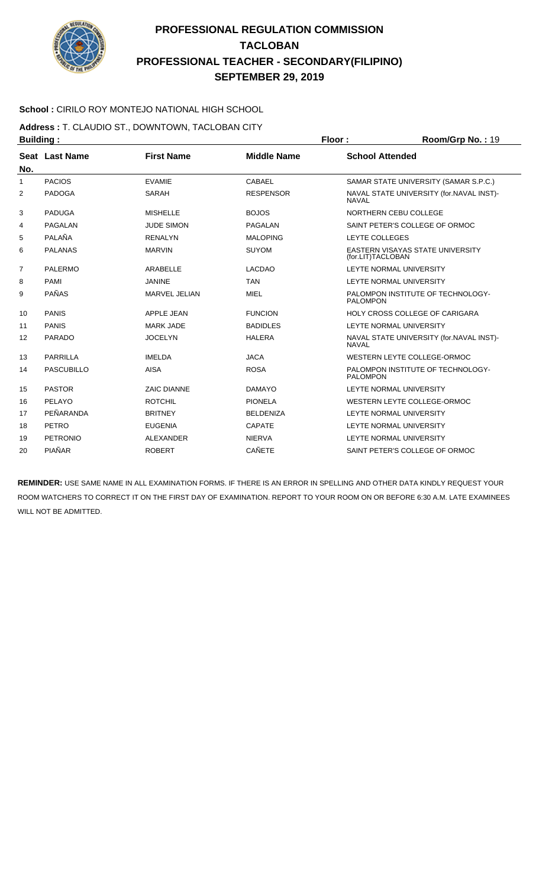# PROFESSIONAL REGULATION COMMISSION
## TACLOBAN
## PROFESSIONAL TEACHER - SECONDARY(FILIPINO)
## SEPTEMBER 29, 2019

**School :** CIRILO ROY MONTEJO NATIONAL HIGH SCHOOL

**Address :** T. CLAUDIO ST., DOWNTOWN, TACLOBAN CITY

**Building :** **Floor :** **Room/Grp No. :** 19

| Seat No. | Last Name | First Name | Middle Name | School Attended |
|---|---|---|---|---|
| 1 | PACIOS | EVAMIE | CABAEL | SAMAR STATE UNIVERSITY (SAMAR S.P.C.) |
| 2 | PADOGA | SARAH | RESPENSOR | NAVAL STATE UNIVERSITY (for.NAVAL INST)-NAVAL |
| 3 | PADUGA | MISHELLE | BOJOS | NORTHERN CEBU COLLEGE |
| 4 | PAGALAN | JUDE SIMON | PAGALAN | SAINT PETER'S COLLEGE OF ORMOC |
| 5 | PALAÑA | RENALYN | MALOPING | LEYTE COLLEGES |
| 6 | PALANAS | MARVIN | SUYOM | EASTERN VISAYAS STATE UNIVERSITY (for.LIT)TACLOBAN |
| 7 | PALERMO | ARABELLE | LACDAO | LEYTE NORMAL UNIVERSITY |
| 8 | PAMI | JANINE | TAN | LEYTE NORMAL UNIVERSITY |
| 9 | PAÑAS | MARVEL JELIAN | MIEL | PALOMPON INSTITUTE OF TECHNOLOGY-PALOMPON |
| 10 | PANIS | APPLE JEAN | FUNCION | HOLY CROSS COLLEGE OF CARIGARA |
| 11 | PANIS | MARK JADE | BADIDLES | LEYTE NORMAL UNIVERSITY |
| 12 | PARADO | JOCELYN | HALERA | NAVAL STATE UNIVERSITY (for.NAVAL INST)-NAVAL |
| 13 | PARRILLA | IMELDA | JACA | WESTERN LEYTE COLLEGE-ORMOC |
| 14 | PASCUBILLO | AISA | ROSA | PALOMPON INSTITUTE OF TECHNOLOGY-PALOMPON |
| 15 | PASTOR | ZAIC DIANNE | DAMAYO | LEYTE NORMAL UNIVERSITY |
| 16 | PELAYO | ROTCHIL | PIONELA | WESTERN LEYTE COLLEGE-ORMOC |
| 17 | PEÑARANDA | BRITNEY | BELDENIZA | LEYTE NORMAL UNIVERSITY |
| 18 | PETRO | EUGENIA | CAPATE | LEYTE NORMAL UNIVERSITY |
| 19 | PETRONIO | ALEXANDER | NIERVA | LEYTE NORMAL UNIVERSITY |
| 20 | PIAÑAR | ROBERT | CAÑETE | SAINT PETER'S COLLEGE OF ORMOC |

**REMINDER:** USE SAME NAME IN ALL EXAMINATION FORMS. IF THERE IS AN ERROR IN SPELLING AND OTHER DATA KINDLY REQUEST YOUR ROOM WATCHERS TO CORRECT IT ON THE FIRST DAY OF EXAMINATION. REPORT TO YOUR ROOM ON OR BEFORE 6:30 A.M. LATE EXAMINEES WILL NOT BE ADMITTED.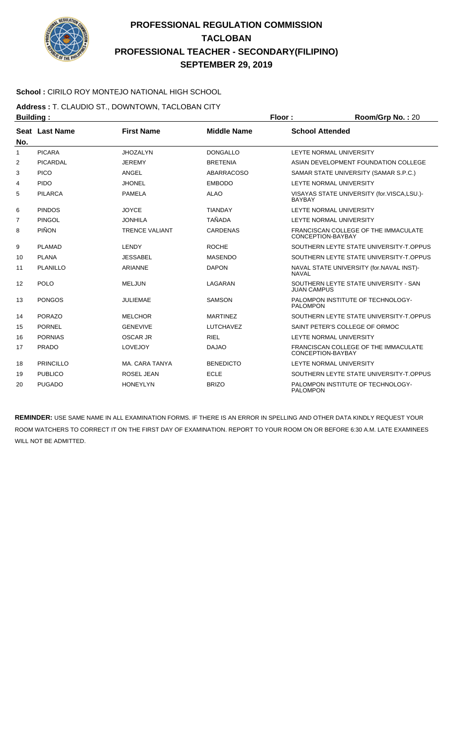# PROFESSIONAL REGULATION COMMISSION
# TACLOBAN
# PROFESSIONAL TEACHER - SECONDARY(FILIPINO)
# SEPTEMBER 29, 2019

**School :** CIRILO ROY MONTEJO NATIONAL HIGH SCHOOL

**Address :** T. CLAUDIO ST., DOWNTOWN, TACLOBAN CITY

**Building :** **Floor :** **Room/Grp No. :** 20

| Seat No. | Last Name | First Name | Middle Name | School Attended |
|---|---|---|---|---|
| 1 | PICARA | JHOZALYN | DONGALLO | LEYTE NORMAL UNIVERSITY |
| 2 | PICARDAL | JEREMY | BRETENIA | ASIAN DEVELOPMENT FOUNDATION COLLEGE |
| 3 | PICO | ANGEL | ABARRACOSO | SAMAR STATE UNIVERSITY (SAMAR S.P.C.) |
| 4 | PIDO | JHONEL | EMBODO | LEYTE NORMAL UNIVERSITY |
| 5 | PILARCA | PAMELA | ALAO | VISAYAS STATE UNIVERSITY (for.VISCA,LSU.)-BAYBAY |
| 6 | PINDOS | JOYCE | TIANDAY | LEYTE NORMAL UNIVERSITY |
| 7 | PINGOL | JONHILA | TAÑADA | LEYTE NORMAL UNIVERSITY |
| 8 | PIÑON | TRENCE VALIANT | CARDENAS | FRANCISCAN COLLEGE OF THE IMMACULATE CONCEPTION-BAYBAY |
| 9 | PLAMAD | LENDY | ROCHE | SOUTHERN LEYTE STATE UNIVERSITY-T.OPPUS |
| 10 | PLANA | JESSABEL | MASENDO | SOUTHERN LEYTE STATE UNIVERSITY-T.OPPUS |
| 11 | PLANILLO | ARIANNE | DAPON | NAVAL STATE UNIVERSITY (for.NAVAL INST)-NAVAL |
| 12 | POLO | MELJUN | LAGARAN | SOUTHERN LEYTE STATE UNIVERSITY - SAN JUAN CAMPUS |
| 13 | PONGOS | JULIEMAE | SAMSON | PALOMPON INSTITUTE OF TECHNOLOGY-PALOMPON |
| 14 | PORAZO | MELCHOR | MARTINEZ | SOUTHERN LEYTE STATE UNIVERSITY-T.OPPUS |
| 15 | PORNEL | GENEVIVE | LUTCHAVEZ | SAINT PETER'S COLLEGE OF ORMOC |
| 16 | PORNIAS | OSCAR JR | RIEL | LEYTE NORMAL UNIVERSITY |
| 17 | PRADO | LOVEJOY | DAJAO | FRANCISCAN COLLEGE OF THE IMMACULATE CONCEPTION-BAYBAY |
| 18 | PRINCILLO | MA. CARA TANYA | BENEDICTO | LEYTE NORMAL UNIVERSITY |
| 19 | PUBLICO | ROSEL JEAN | ECLE | SOUTHERN LEYTE STATE UNIVERSITY-T.OPPUS |
| 20 | PUGADO | HONEYLYN | BRIZO | PALOMPON INSTITUTE OF TECHNOLOGY-PALOMPON |

**REMINDER:** USE SAME NAME IN ALL EXAMINATION FORMS. IF THERE IS AN ERROR IN SPELLING AND OTHER DATA KINDLY REQUEST YOUR ROOM WATCHERS TO CORRECT IT ON THE FIRST DAY OF EXAMINATION. REPORT TO YOUR ROOM ON OR BEFORE 6:30 A.M. LATE EXAMINEES WILL NOT BE ADMITTED.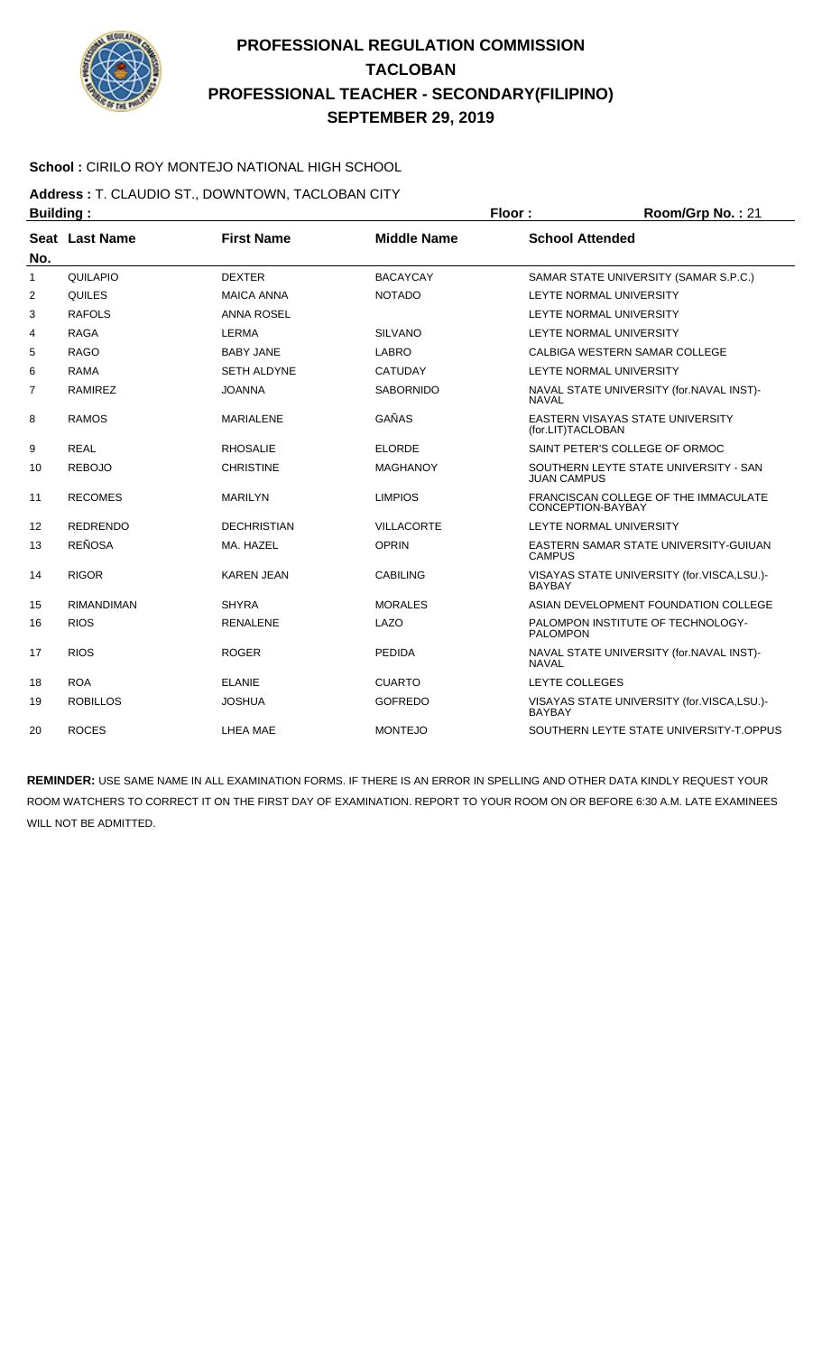# PROFESSIONAL REGULATION COMMISSION
# TACLOBAN
# PROFESSIONAL TEACHER - SECONDARY(FILIPINO)
# SEPTEMBER 29, 2019

**School :** CIRILO ROY MONTEJO NATIONAL HIGH SCHOOL

**Address :** T. CLAUDIO ST., DOWNTOWN, TACLOBAN CITY

**Building :** **Floor :** **Room/Grp No. :** 21

| Seat No. | Last Name | First Name | Middle Name | School Attended |
|---|---|---|---|---|
| 1 | QUILAPIO | DEXTER | BACAYCAY | SAMAR STATE UNIVERSITY (SAMAR S.P.C.) |
| 2 | QUILES | MAICA ANNA | NOTADO | LEYTE NORMAL UNIVERSITY |
| 3 | RAFOLS | ANNA ROSEL | | LEYTE NORMAL UNIVERSITY |
| 4 | RAGA | LERMA | SILVANO | LEYTE NORMAL UNIVERSITY |
| 5 | RAGO | BABY JANE | LABRO | CALBIGA WESTERN SAMAR COLLEGE |
| 6 | RAMA | SETH ALDYNE | CATUDAY | LEYTE NORMAL UNIVERSITY |
| 7 | RAMIREZ | JOANNA | SABORNIDO | NAVAL STATE UNIVERSITY (for.NAVAL INST)-NAVAL |
| 8 | RAMOS | MARIALENE | GAÑAS | EASTERN VISAYAS STATE UNIVERSITY (for.LIT)TACLOBAN |
| 9 | REAL | RHOSALIE | ELORDE | SAINT PETER'S COLLEGE OF ORMOC |
| 10 | REBOJO | CHRISTINE | MAGHANOY | SOUTHERN LEYTE STATE UNIVERSITY - SAN JUAN CAMPUS |
| 11 | RECOMES | MARILYN | LIMPIOS | FRANCISCAN COLLEGE OF THE IMMACULATE CONCEPTION-BAYBAY |
| 12 | REDRENDO | DECHRISTIAN | VILLACORTE | LEYTE NORMAL UNIVERSITY |
| 13 | REÑOSA | MA. HAZEL | OPRIN | EASTERN SAMAR STATE UNIVERSITY-GUIUAN CAMPUS |
| 14 | RIGOR | KAREN JEAN | CABILING | VISAYAS STATE UNIVERSITY (for.VISCA,LSU.)-BAYBAY |
| 15 | RIMANDIMAN | SHYRA | MORALES | ASIAN DEVELOPMENT FOUNDATION COLLEGE |
| 16 | RIOS | RENALENE | LAZO | PALOMPON INSTITUTE OF TECHNOLOGY-PALOMPON |
| 17 | RIOS | ROGER | PEDIDA | NAVAL STATE UNIVERSITY (for.NAVAL INST)-NAVAL |
| 18 | ROA | ELANIE | CUARTO | LEYTE COLLEGES |
| 19 | ROBILLOS | JOSHUA | GOFREDO | VISAYAS STATE UNIVERSITY (for.VISCA,LSU.)-BAYBAY |
| 20 | ROCES | LHEA MAE | MONTEJO | SOUTHERN LEYTE STATE UNIVERSITY-T.OPPUS |

**REMINDER:** USE SAME NAME IN ALL EXAMINATION FORMS. IF THERE IS AN ERROR IN SPELLING AND OTHER DATA KINDLY REQUEST YOUR ROOM WATCHERS TO CORRECT IT ON THE FIRST DAY OF EXAMINATION. REPORT TO YOUR ROOM ON OR BEFORE 6:30 A.M. LATE EXAMINEES WILL NOT BE ADMITTED.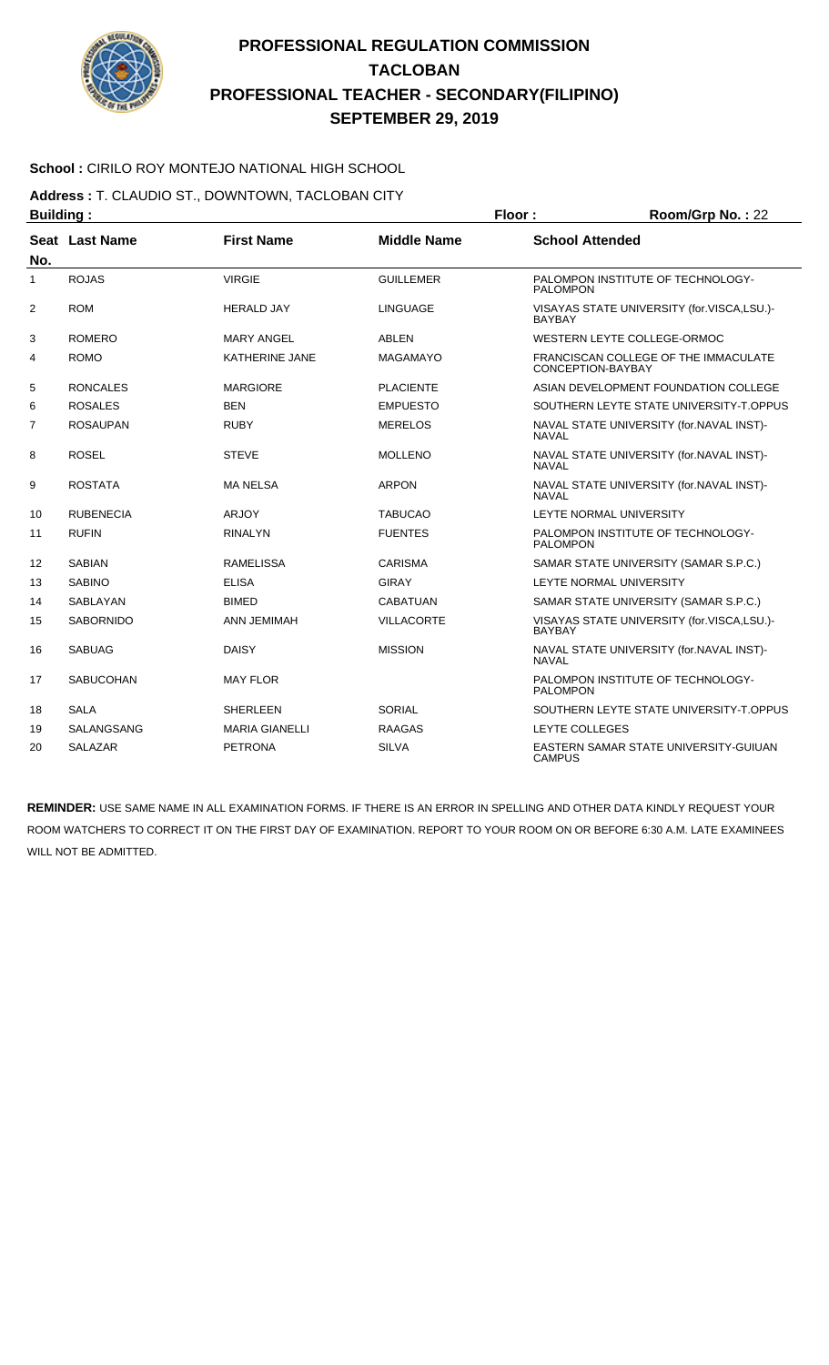# PROFESSIONAL REGULATION COMMISSION
# TACLOBAN
# PROFESSIONAL TEACHER - SECONDARY(FILIPINO)
# SEPTEMBER 29, 2019

**School :** CIRILO ROY MONTEJO NATIONAL HIGH SCHOOL

**Address :** T. CLAUDIO ST., DOWNTOWN, TACLOBAN CITY

**Building :** **Floor :** **Room/Grp No. :** 22

| Seat No. | Last Name | First Name | Middle Name | School Attended |
|---|---|---|---|---|
| 1 | ROJAS | VIRGIE | GUILLEMER | PALOMPON INSTITUTE OF TECHNOLOGY-PALOMPON |
| 2 | ROM | HERALD JAY | LINGUAGE | VISAYAS STATE UNIVERSITY (for.VISCA,LSU.)-BAYBAY |
| 3 | ROMERO | MARY ANGEL | ABLEN | WESTERN LEYTE COLLEGE-ORMOC |
| 4 | ROMO | KATHERINE JANE | MAGAMAYO | FRANCISCAN COLLEGE OF THE IMMACULATE CONCEPTION-BAYBAY |
| 5 | RONCALES | MARGIORE | PLACIENTE | ASIAN DEVELOPMENT FOUNDATION COLLEGE |
| 6 | ROSALES | BEN | EMPUESTO | SOUTHERN LEYTE STATE UNIVERSITY-T.OPPUS |
| 7 | ROSAUPAN | RUBY | MERELOS | NAVAL STATE UNIVERSITY (for.NAVAL INST)-NAVAL |
| 8 | ROSEL | STEVE | MOLLENO | NAVAL STATE UNIVERSITY (for.NAVAL INST)-NAVAL |
| 9 | ROSTATA | MA NELSA | ARPON | NAVAL STATE UNIVERSITY (for.NAVAL INST)-NAVAL |
| 10 | RUBENECIA | ARJOY | TABUCAO | LEYTE NORMAL UNIVERSITY |
| 11 | RUFIN | RINALYN | FUENTES | PALOMPON INSTITUTE OF TECHNOLOGY-PALOMPON |
| 12 | SABIAN | RAMELISSA | CARISMA | SAMAR STATE UNIVERSITY (SAMAR S.P.C.) |
| 13 | SABINO | ELISA | GIRAY | LEYTE NORMAL UNIVERSITY |
| 14 | SABLAYAN | BIMED | CABATUAN | SAMAR STATE UNIVERSITY (SAMAR S.P.C.) |
| 15 | SABORNIDO | ANN JEMIMAH | VILLACORTE | VISAYAS STATE UNIVERSITY (for.VISCA,LSU.)-BAYBAY |
| 16 | SABUAG | DAISY | MISSION | NAVAL STATE UNIVERSITY (for.NAVAL INST)-NAVAL |
| 17 | SABUCOHAN | MAY FLOR | | PALOMPON INSTITUTE OF TECHNOLOGY-PALOMPON |
| 18 | SALA | SHERLEEN | SORIAL | SOUTHERN LEYTE STATE UNIVERSITY-T.OPPUS |
| 19 | SALANGSANG | MARIA GIANELLI | RAAGAS | LEYTE COLLEGES |
| 20 | SALAZAR | PETRONA | SILVA | EASTERN SAMAR STATE UNIVERSITY-GUIUAN CAMPUS |

**REMINDER:** USE SAME NAME IN ALL EXAMINATION FORMS. IF THERE IS AN ERROR IN SPELLING AND OTHER DATA KINDLY REQUEST YOUR ROOM WATCHERS TO CORRECT IT ON THE FIRST DAY OF EXAMINATION. REPORT TO YOUR ROOM ON OR BEFORE 6:30 A.M. LATE EXAMINEES WILL NOT BE ADMITTED.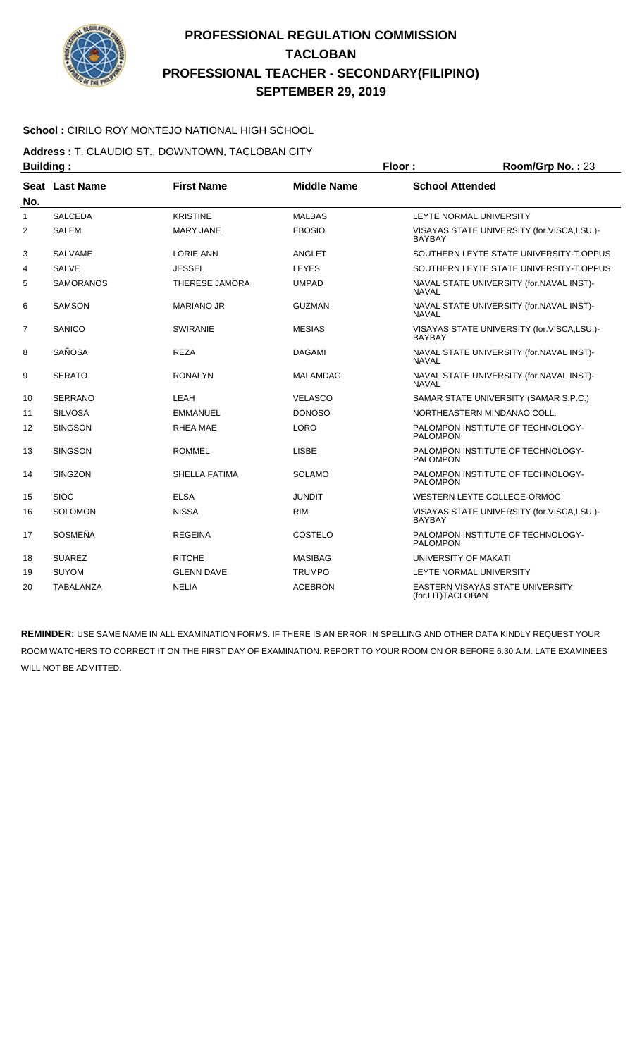# PROFESSIONAL REGULATION COMMISSION
# TACLOBAN
# PROFESSIONAL TEACHER - SECONDARY(FILIPINO)
# SEPTEMBER 29, 2019

**School :** CIRILO ROY MONTEJO NATIONAL HIGH SCHOOL

**Address :** T. CLAUDIO ST., DOWNTOWN, TACLOBAN CITY

**Building :** **Floor :** **Room/Grp No. :** 23

| Seat No. | Last Name | First Name | Middle Name | School Attended |
|---|---|---|---|---|
| 1 | SALCEDA | KRISTINE | MALBAS | LEYTE NORMAL UNIVERSITY |
| 2 | SALEM | MARY JANE | EBOSIO | VISAYAS STATE UNIVERSITY (for.VISCA,LSU.)-BAYBAY |
| 3 | SALVAME | LORIE ANN | ANGLET | SOUTHERN LEYTE STATE UNIVERSITY-T.OPPUS |
| 4 | SALVE | JESSEL | LEYES | SOUTHERN LEYTE STATE UNIVERSITY-T.OPPUS |
| 5 | SAMORANOS | THERESE JAMORA | UMPAD | NAVAL STATE UNIVERSITY (for.NAVAL INST)-NAVAL |
| 6 | SAMSON | MARIANO JR | GUZMAN | NAVAL STATE UNIVERSITY (for.NAVAL INST)-NAVAL |
| 7 | SANICO | SWIRANIE | MESIAS | VISAYAS STATE UNIVERSITY (for.VISCA,LSU.)-BAYBAY |
| 8 | SAÑOSA | REZA | DAGAMI | NAVAL STATE UNIVERSITY (for.NAVAL INST)-NAVAL |
| 9 | SERATO | RONALYN | MALAMDAG | NAVAL STATE UNIVERSITY (for.NAVAL INST)-NAVAL |
| 10 | SERRANO | LEAH | VELASCO | SAMAR STATE UNIVERSITY (SAMAR S.P.C.) |
| 11 | SILVOSA | EMMANUEL | DONOSO | NORTHEASTERN MINDANAO COLL. |
| 12 | SINGSON | RHEA MAE | LORO | PALOMPON INSTITUTE OF TECHNOLOGY-PALOMPON |
| 13 | SINGSON | ROMMEL | LISBE | PALOMPON INSTITUTE OF TECHNOLOGY-PALOMPON |
| 14 | SINGZON | SHELLA FATIMA | SOLAMO | PALOMPON INSTITUTE OF TECHNOLOGY-PALOMPON |
| 15 | SIOC | ELSA | JUNDIT | WESTERN LEYTE COLLEGE-ORMOC |
| 16 | SOLOMON | NISSA | RIM | VISAYAS STATE UNIVERSITY (for.VISCA,LSU.)-BAYBAY |
| 17 | SOSMEÑA | REGEINA | COSTELO | PALOMPON INSTITUTE OF TECHNOLOGY-PALOMPON |
| 18 | SUAREZ | RITCHE | MASIBAG | UNIVERSITY OF MAKATI |
| 19 | SUYOM | GLENN DAVE | TRUMPO | LEYTE NORMAL UNIVERSITY |
| 20 | TABALANZA | NELIA | ACEBRON | EASTERN VISAYAS STATE UNIVERSITY (for.LIT)TACLOBAN |

**REMINDER:** USE SAME NAME IN ALL EXAMINATION FORMS. IF THERE IS AN ERROR IN SPELLING AND OTHER DATA KINDLY REQUEST YOUR ROOM WATCHERS TO CORRECT IT ON THE FIRST DAY OF EXAMINATION. REPORT TO YOUR ROOM ON OR BEFORE 6:30 A.M. LATE EXAMINEES WILL NOT BE ADMITTED.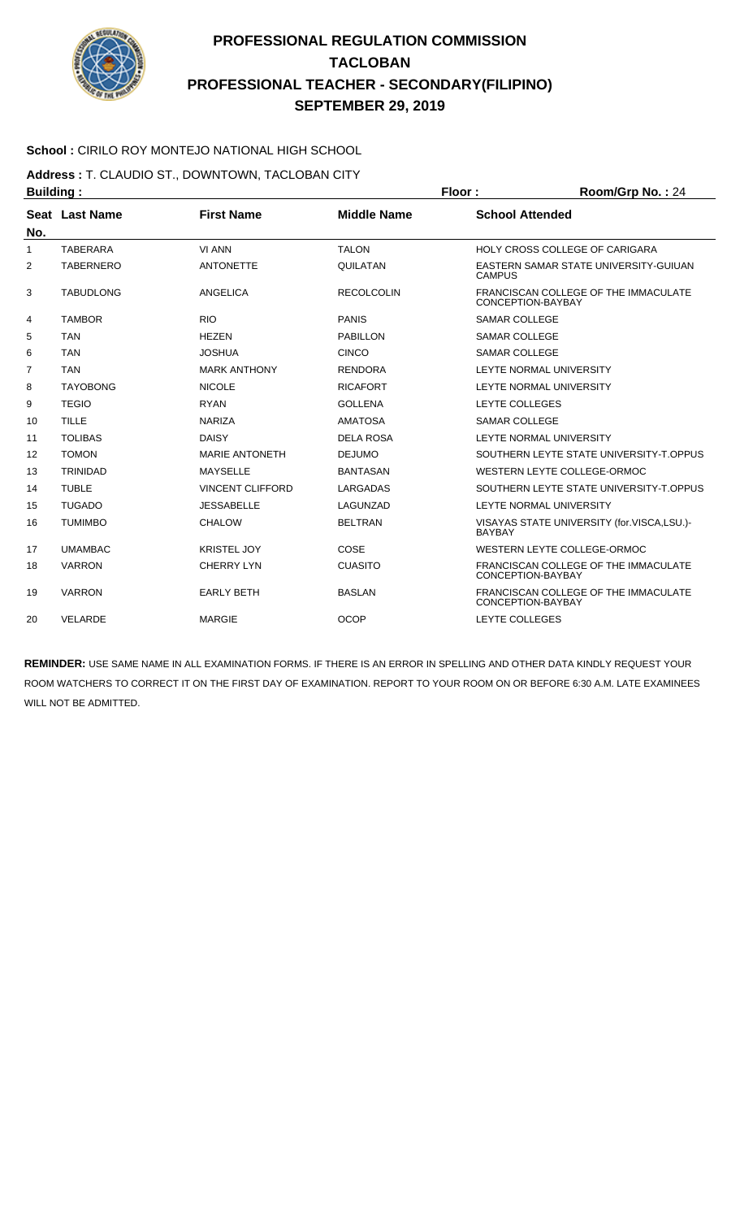# PROFESSIONAL REGULATION COMMISSION
# TACLOBAN
# PROFESSIONAL TEACHER - SECONDARY(FILIPINO)
# SEPTEMBER 29, 2019

**School :** CIRILO ROY MONTEJO NATIONAL HIGH SCHOOL

**Address :** T. CLAUDIO ST., DOWNTOWN, TACLOBAN CITY

**Building :** **Floor :** **Room/Grp No. :** 24

| Seat No. | Last Name | First Name | Middle Name | School Attended |
|---|---|---|---|---|
| 1 | TABERARA | VI ANN | TALON | HOLY CROSS COLLEGE OF CARIGARA |
| 2 | TABERNERO | ANTONETTE | QUILATAN | EASTERN SAMAR STATE UNIVERSITY-GUIUAN CAMPUS |
| 3 | TABUDLONG | ANGELICA | RECOLCOLIN | FRANCISCAN COLLEGE OF THE IMMACULATE CONCEPTION-BAYBAY |
| 4 | TAMBOR | RIO | PANIS | SAMAR COLLEGE |
| 5 | TAN | HEZEN | PABILLON | SAMAR COLLEGE |
| 6 | TAN | JOSHUA | CINCO | SAMAR COLLEGE |
| 7 | TAN | MARK ANTHONY | RENDORA | LEYTE NORMAL UNIVERSITY |
| 8 | TAYOBONG | NICOLE | RICAFORT | LEYTE NORMAL UNIVERSITY |
| 9 | TEGIO | RYAN | GOLLENA | LEYTE COLLEGES |
| 10 | TILLE | NARIZA | AMATOSA | SAMAR COLLEGE |
| 11 | TOLIBAS | DAISY | DELA ROSA | LEYTE NORMAL UNIVERSITY |
| 12 | TOMON | MARIE ANTONETH | DEJUMO | SOUTHERN LEYTE STATE UNIVERSITY-T.OPPUS |
| 13 | TRINIDAD | MAYSELLE | BANTASAN | WESTERN LEYTE COLLEGE-ORMOC |
| 14 | TUBLE | VINCENT CLIFFORD | LARGADAS | SOUTHERN LEYTE STATE UNIVERSITY-T.OPPUS |
| 15 | TUGADO | JESSABELLE | LAGUNZAD | LEYTE NORMAL UNIVERSITY |
| 16 | TUMIMBO | CHALOW | BELTRAN | VISAYAS STATE UNIVERSITY (for.VISCA,LSU.)-BAYBAY |
| 17 | UMAMBAC | KRISTEL JOY | COSE | WESTERN LEYTE COLLEGE-ORMOC |
| 18 | VARRON | CHERRY LYN | CUASITO | FRANCISCAN COLLEGE OF THE IMMACULATE CONCEPTION-BAYBAY |
| 19 | VARRON | EARLY BETH | BASLAN | FRANCISCAN COLLEGE OF THE IMMACULATE CONCEPTION-BAYBAY |
| 20 | VELARDE | MARGIE | OCOP | LEYTE COLLEGES |

**REMINDER:** USE SAME NAME IN ALL EXAMINATION FORMS. IF THERE IS AN ERROR IN SPELLING AND OTHER DATA KINDLY REQUEST YOUR ROOM WATCHERS TO CORRECT IT ON THE FIRST DAY OF EXAMINATION. REPORT TO YOUR ROOM ON OR BEFORE 6:30 A.M. LATE EXAMINEES WILL NOT BE ADMITTED.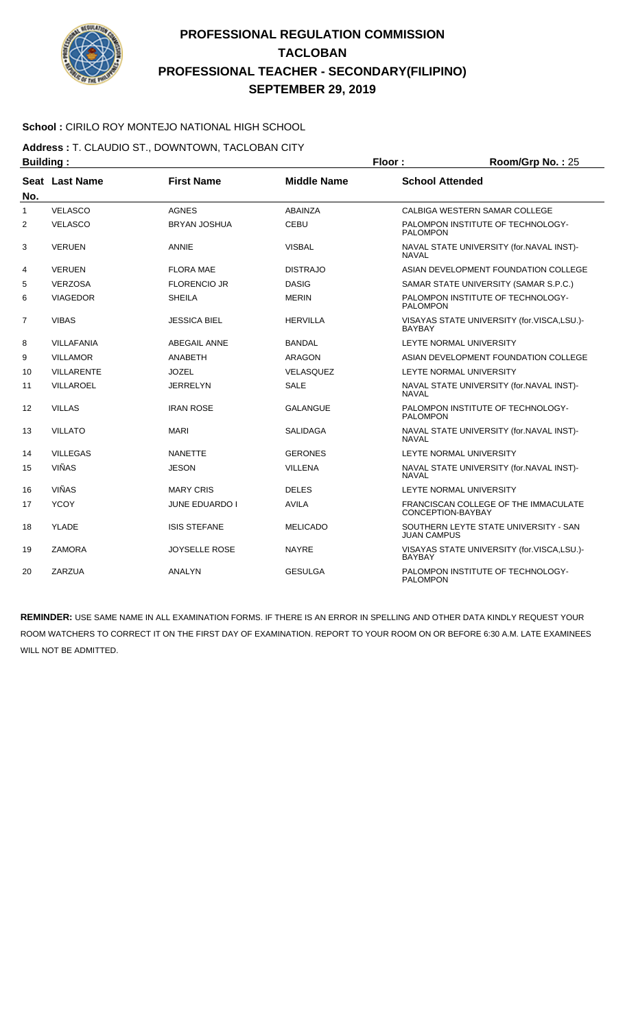# PROFESSIONAL REGULATION COMMISSION
# TACLOBAN
# PROFESSIONAL TEACHER - SECONDARY(FILIPINO)
# SEPTEMBER 29, 2019

**School :** CIRILO ROY MONTEJO NATIONAL HIGH SCHOOL

**Address :** T. CLAUDIO ST., DOWNTOWN, TACLOBAN CITY

**Building :** **Floor :** **Room/Grp No. :** 25

| Seat No. | Last Name | First Name | Middle Name | School Attended |
|---|---|---|---|---|
| 1 | VELASCO | AGNES | ABAINZA | CALBIGA WESTERN SAMAR COLLEGE |
| 2 | VELASCO | BRYAN JOSHUA | CEBU | PALOMPON INSTITUTE OF TECHNOLOGY-PALOMPON |
| 3 | VERUEN | ANNIE | VISBAL | NAVAL STATE UNIVERSITY (for.NAVAL INST)-NAVAL |
| 4 | VERUEN | FLORA MAE | DISTRAJO | ASIAN DEVELOPMENT FOUNDATION COLLEGE |
| 5 | VERZOSA | FLORENCIO JR | DASIG | SAMAR STATE UNIVERSITY (SAMAR S.P.C.) |
| 6 | VIAGEDOR | SHEILA | MERIN | PALOMPON INSTITUTE OF TECHNOLOGY-PALOMPON |
| 7 | VIBAS | JESSICA BIEL | HERVILLA | VISAYAS STATE UNIVERSITY (for.VISCA,LSU.)-BAYBAY |
| 8 | VILLAFANIA | ABEGAIL ANNE | BANDAL | LEYTE NORMAL UNIVERSITY |
| 9 | VILLAMOR | ANABETH | ARAGON | ASIAN DEVELOPMENT FOUNDATION COLLEGE |
| 10 | VILLARENTE | JOZEL | VELASQUEZ | LEYTE NORMAL UNIVERSITY |
| 11 | VILLAROEL | JERRELYN | SALE | NAVAL STATE UNIVERSITY (for.NAVAL INST)-NAVAL |
| 12 | VILLAS | IRAN ROSE | GALANGUE | PALOMPON INSTITUTE OF TECHNOLOGY-PALOMPON |
| 13 | VILLATO | MARI | SALIDAGA | NAVAL STATE UNIVERSITY (for.NAVAL INST)-NAVAL |
| 14 | VILLEGAS | NANETTE | GERONES | LEYTE NORMAL UNIVERSITY |
| 15 | VIÑAS | JESON | VILLENA | NAVAL STATE UNIVERSITY (for.NAVAL INST)-NAVAL |
| 16 | VIÑAS | MARY CRIS | DELES | LEYTE NORMAL UNIVERSITY |
| 17 | YCOY | JUNE EDUARDO I | AVILA | FRANCISCAN COLLEGE OF THE IMMACULATE CONCEPTION-BAYBAY |
| 18 | YLADE | ISIS STEFANE | MELICADO | SOUTHERN LEYTE STATE UNIVERSITY - SAN JUAN CAMPUS |
| 19 | ZAMORA | JOYSELLE ROSE | NAYRE | VISAYAS STATE UNIVERSITY (for.VISCA,LSU.)-BAYBAY |
| 20 | ZARZUA | ANALYN | GESULGA | PALOMPON INSTITUTE OF TECHNOLOGY-PALOMPON |

**REMINDER:** USE SAME NAME IN ALL EXAMINATION FORMS. IF THERE IS AN ERROR IN SPELLING AND OTHER DATA KINDLY REQUEST YOUR ROOM WATCHERS TO CORRECT IT ON THE FIRST DAY OF EXAMINATION. REPORT TO YOUR ROOM ON OR BEFORE 6:30 A.M. LATE EXAMINEES WILL NOT BE ADMITTED.